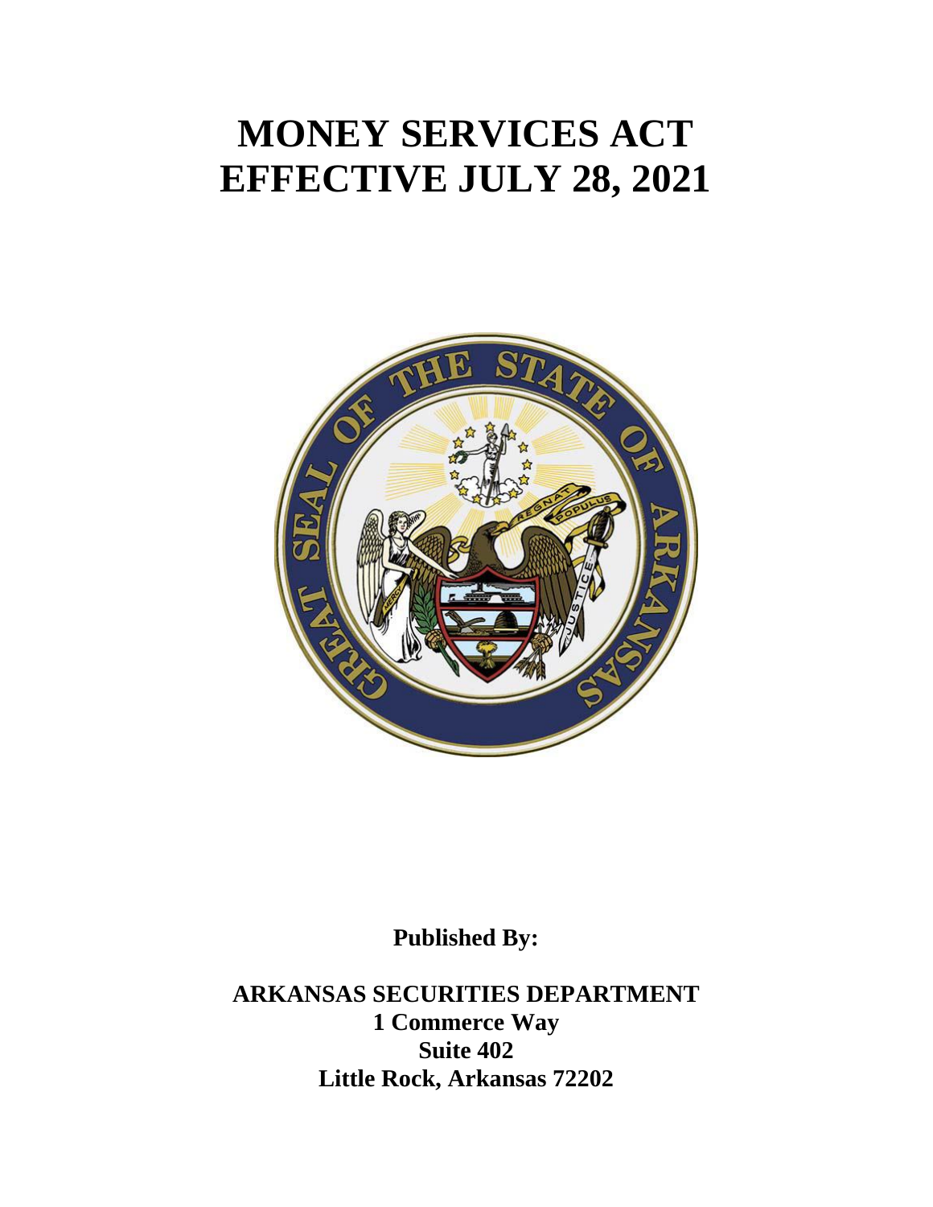# MONEY SERVICES ACT
# EFFECTIVE JULY 28, 2021

**Published By:**

**ARKANSAS SECURITIES DEPARTMENT**
**1 Commerce Way**
**Suite 402**
**Little Rock, Arkansas 72202**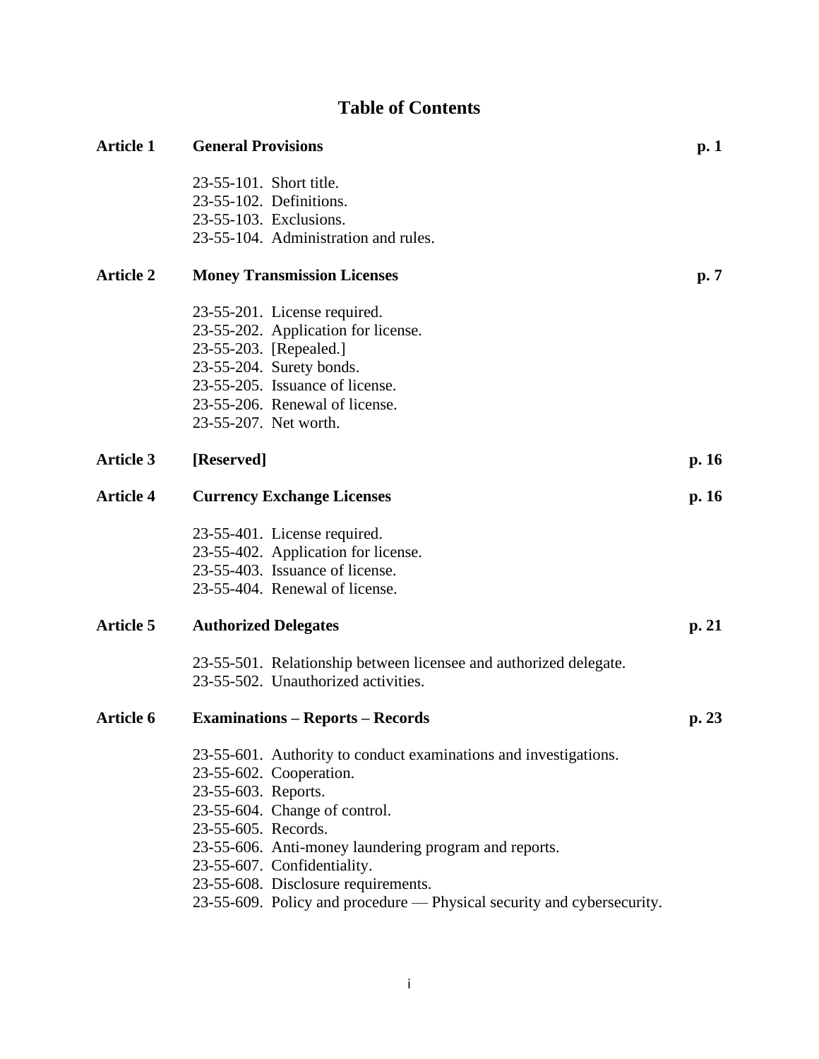# Table of Contents

| | | |
|---|---|---|
| **Article 1** | **General Provisions** | **p. 1** |
| | 23-55-101. Short title.<br>23-55-102. Definitions.<br>23-55-103. Exclusions.<br>23-55-104. Administration and rules. | |
| **Article 2** | **Money Transmission Licenses** | **p. 7** |
| | 23-55-201. License required.<br>23-55-202. Application for license.<br>23-55-203. [Repealed.]<br>23-55-204. Surety bonds.<br>23-55-205. Issuance of license.<br>23-55-206. Renewal of license.<br>23-55-207. Net worth. | |
| **Article 3** | **[Reserved]** | **p. 16** |
| **Article 4** | **Currency Exchange Licenses** | **p. 16** |
| | 23-55-401. License required.<br>23-55-402. Application for license.<br>23-55-403. Issuance of license.<br>23-55-404. Renewal of license. | |
| **Article 5** | **Authorized Delegates** | **p. 21** |
| | 23-55-501. Relationship between licensee and authorized delegate.<br>23-55-502. Unauthorized activities. | |
| **Article 6** | **Examinations – Reports – Records** | **p. 23** |
| | 23-55-601. Authority to conduct examinations and investigations.<br>23-55-602. Cooperation.<br>23-55-603. Reports.<br>23-55-604. Change of control.<br>23-55-605. Records.<br>23-55-606. Anti-money laundering program and reports.<br>23-55-607. Confidentiality.<br>23-55-608. Disclosure requirements.<br>23-55-609. Policy and procedure — Physical security and cybersecurity. | |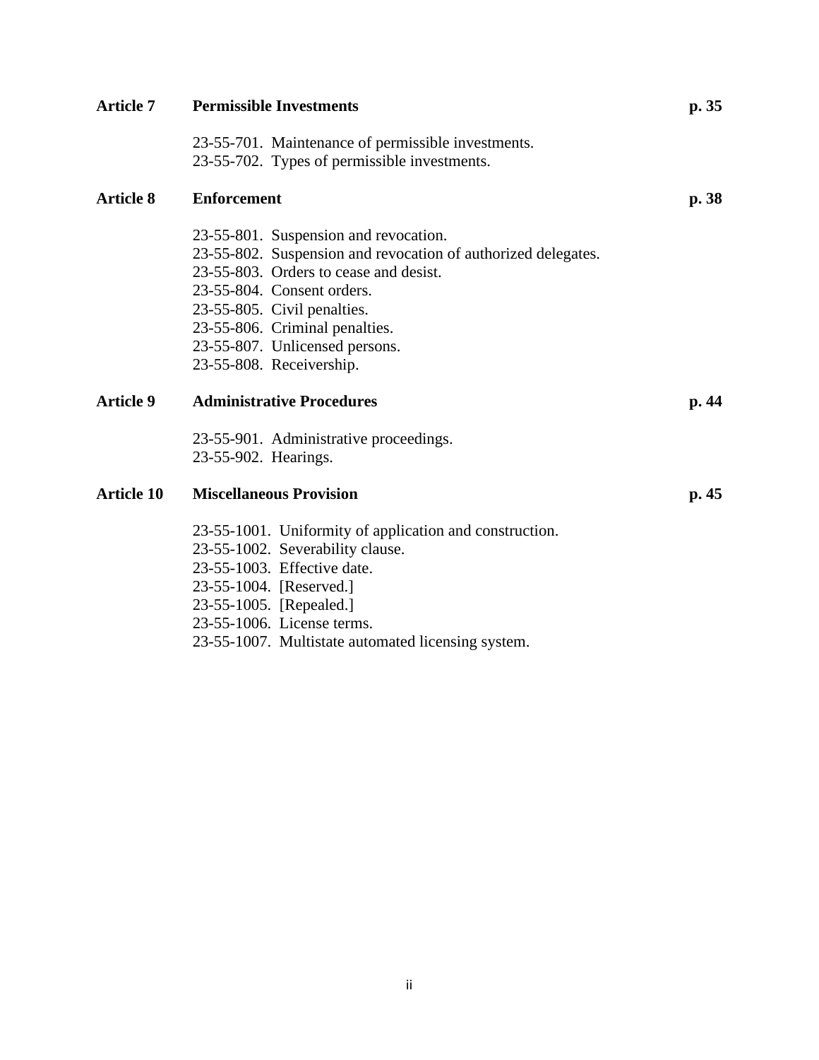**Article 7 Permissible Investments** **p. 35**

23-55-701. Maintenance of permissible investments.
23-55-702. Types of permissible investments.

**Article 8 Enforcement** **p. 38**

23-55-801. Suspension and revocation.
23-55-802. Suspension and revocation of authorized delegates.
23-55-803. Orders to cease and desist.
23-55-804. Consent orders.
23-55-805. Civil penalties.
23-55-806. Criminal penalties.
23-55-807. Unlicensed persons.
23-55-808. Receivership.

**Article 9 Administrative Procedures** **p. 44**

23-55-901. Administrative proceedings.
23-55-902. Hearings.

**Article 10 Miscellaneous Provision** **p. 45**

23-55-1001. Uniformity of application and construction.
23-55-1002. Severability clause.
23-55-1003. Effective date.
23-55-1004. [Reserved.]
23-55-1005. [Repealed.]
23-55-1006. License terms.
23-55-1007. Multistate automated licensing system.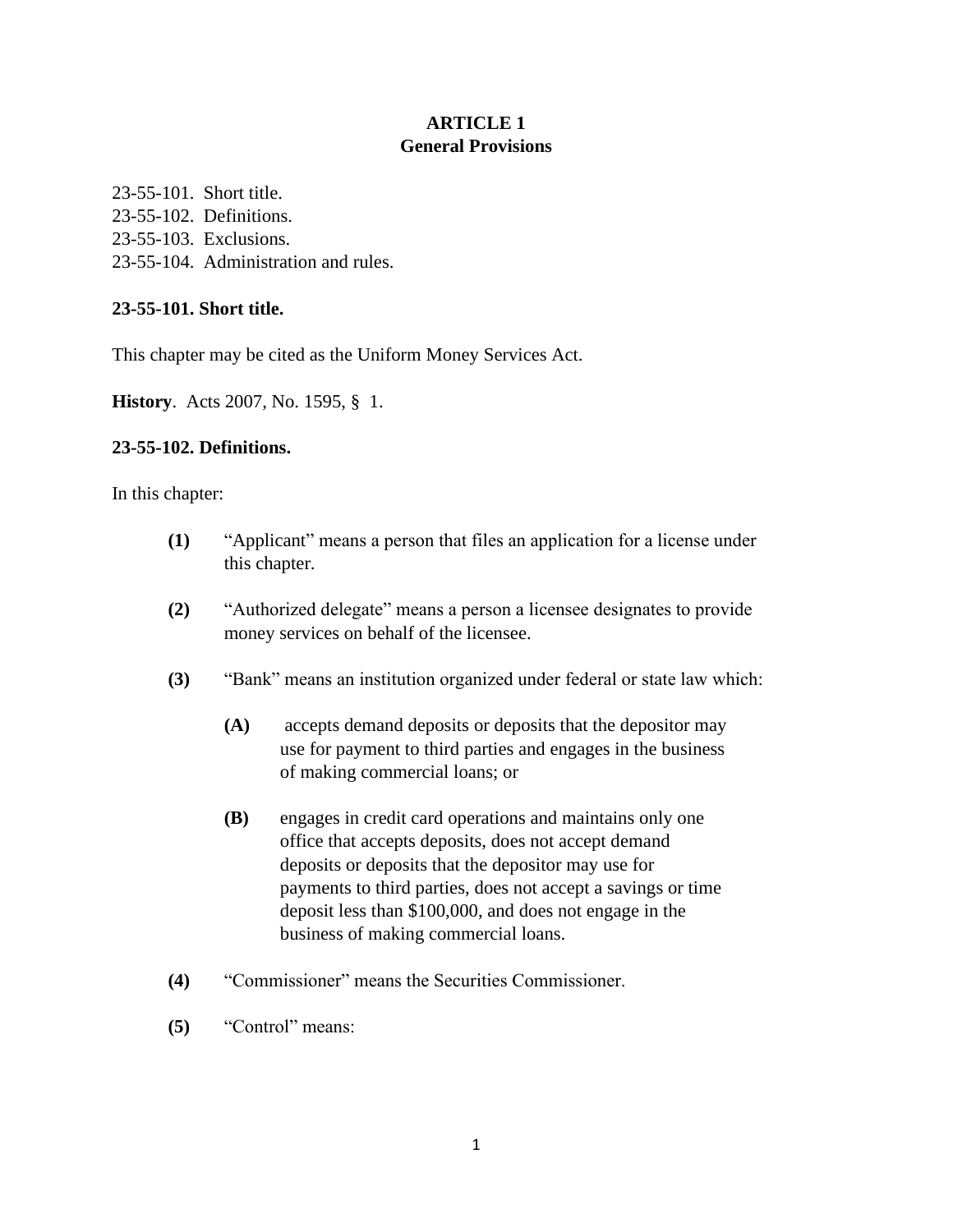# ARTICLE 1
## General Provisions

23-55-101. Short title.
23-55-102. Definitions.
23-55-103. Exclusions.
23-55-104. Administration and rules.

### 23-55-101. Short title.

This chapter may be cited as the Uniform Money Services Act.

**History**. Acts 2007, No. 1595, § 1.

### 23-55-102. Definitions.

In this chapter:

- **(1)** "Applicant" means a person that files an application for a license under this chapter.

- **(2)** "Authorized delegate" means a person a licensee designates to provide money services on behalf of the licensee.

- **(3)** "Bank" means an institution organized under federal or state law which:

  - **(A)** accepts demand deposits or deposits that the depositor may use for payment to third parties and engages in the business of making commercial loans; or

  - **(B)** engages in credit card operations and maintains only one office that accepts deposits, does not accept demand deposits or deposits that the depositor may use for payments to third parties, does not accept a savings or time deposit less than $100,000, and does not engage in the business of making commercial loans.

- **(4)** "Commissioner" means the Securities Commissioner.

- **(5)** "Control" means: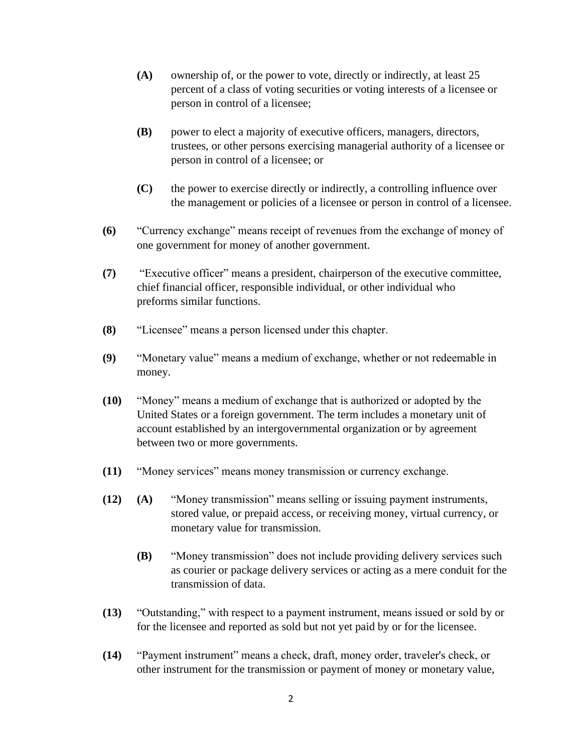**(A)** ownership of, or the power to vote, directly or indirectly, at least 25 percent of a class of voting securities or voting interests of a licensee or person in control of a licensee;

**(B)** power to elect a majority of executive officers, managers, directors, trustees, or other persons exercising managerial authority of a licensee or person in control of a licensee; or

**(C)** the power to exercise directly or indirectly, a controlling influence over the management or policies of a licensee or person in control of a licensee.

**(6)** "Currency exchange" means receipt of revenues from the exchange of money of one government for money of another government.

**(7)** "Executive officer" means a president, chairperson of the executive committee, chief financial officer, responsible individual, or other individual who preforms similar functions.

**(8)** "Licensee" means a person licensed under this chapter.

**(9)** "Monetary value" means a medium of exchange, whether or not redeemable in money.

**(10)** "Money" means a medium of exchange that is authorized or adopted by the United States or a foreign government. The term includes a monetary unit of account established by an intergovernmental organization or by agreement between two or more governments.

**(11)** "Money services" means money transmission or currency exchange.

**(12)** **(A)** "Money transmission" means selling or issuing payment instruments, stored value, or prepaid access, or receiving money, virtual currency, or monetary value for transmission.

**(B)** "Money transmission" does not include providing delivery services such as courier or package delivery services or acting as a mere conduit for the transmission of data.

**(13)** "Outstanding," with respect to a payment instrument, means issued or sold by or for the licensee and reported as sold but not yet paid by or for the licensee.

**(14)** "Payment instrument" means a check, draft, money order, traveler's check, or other instrument for the transmission or payment of money or monetary value,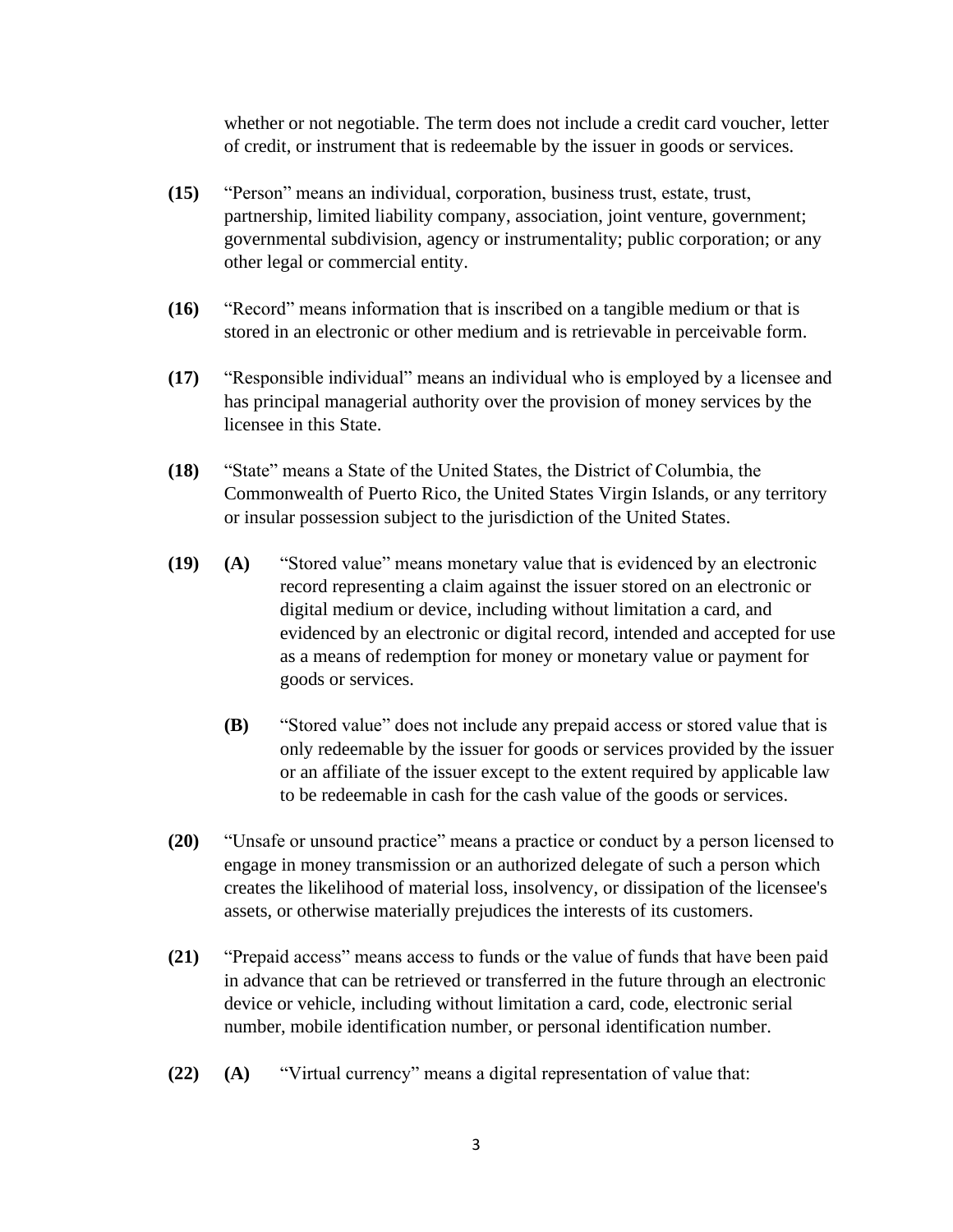whether or not negotiable. The term does not include a credit card voucher, letter of credit, or instrument that is redeemable by the issuer in goods or services.

**(15)** "Person" means an individual, corporation, business trust, estate, trust, partnership, limited liability company, association, joint venture, government; governmental subdivision, agency or instrumentality; public corporation; or any other legal or commercial entity.

**(16)** "Record" means information that is inscribed on a tangible medium or that is stored in an electronic or other medium and is retrievable in perceivable form.

**(17)** "Responsible individual" means an individual who is employed by a licensee and has principal managerial authority over the provision of money services by the licensee in this State.

**(18)** "State" means a State of the United States, the District of Columbia, the Commonwealth of Puerto Rico, the United States Virgin Islands, or any territory or insular possession subject to the jurisdiction of the United States.

**(19)** **(A)** "Stored value" means monetary value that is evidenced by an electronic record representing a claim against the issuer stored on an electronic or digital medium or device, including without limitation a card, and evidenced by an electronic or digital record, intended and accepted for use as a means of redemption for money or monetary value or payment for goods or services.

**(B)** "Stored value" does not include any prepaid access or stored value that is only redeemable by the issuer for goods or services provided by the issuer or an affiliate of the issuer except to the extent required by applicable law to be redeemable in cash for the cash value of the goods or services.

**(20)** "Unsafe or unsound practice" means a practice or conduct by a person licensed to engage in money transmission or an authorized delegate of such a person which creates the likelihood of material loss, insolvency, or dissipation of the licensee's assets, or otherwise materially prejudices the interests of its customers.

**(21)** "Prepaid access" means access to funds or the value of funds that have been paid in advance that can be retrieved or transferred in the future through an electronic device or vehicle, including without limitation a card, code, electronic serial number, mobile identification number, or personal identification number.

**(22)** **(A)** "Virtual currency" means a digital representation of value that: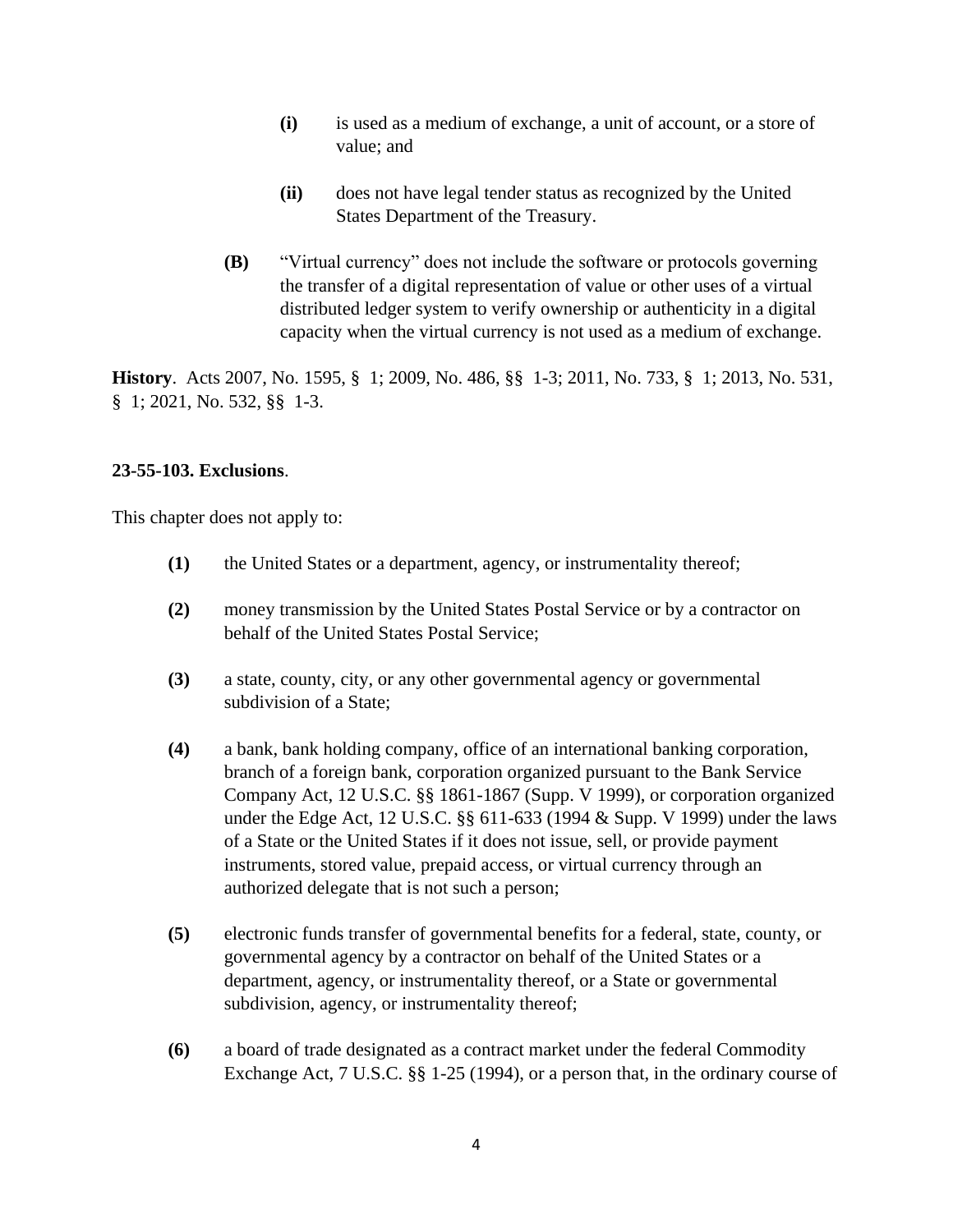**(i)** is used as a medium of exchange, a unit of account, or a store of value; and

**(ii)** does not have legal tender status as recognized by the United States Department of the Treasury.

**(B)** "Virtual currency" does not include the software or protocols governing the transfer of a digital representation of value or other uses of a virtual distributed ledger system to verify ownership or authenticity in a digital capacity when the virtual currency is not used as a medium of exchange.

**History**. Acts 2007, No. 1595, § 1; 2009, No. 486, §§ 1-3; 2011, No. 733, § 1; 2013, No. 531, § 1; 2021, No. 532, §§ 1-3.

**23-55-103. Exclusions**.

This chapter does not apply to:

**(1)** the United States or a department, agency, or instrumentality thereof;

**(2)** money transmission by the United States Postal Service or by a contractor on behalf of the United States Postal Service;

**(3)** a state, county, city, or any other governmental agency or governmental subdivision of a State;

**(4)** a bank, bank holding company, office of an international banking corporation, branch of a foreign bank, corporation organized pursuant to the Bank Service Company Act, 12 U.S.C. §§ 1861-1867 (Supp. V 1999), or corporation organized under the Edge Act, 12 U.S.C. §§ 611-633 (1994 & Supp. V 1999) under the laws of a State or the United States if it does not issue, sell, or provide payment instruments, stored value, prepaid access, or virtual currency through an authorized delegate that is not such a person;

**(5)** electronic funds transfer of governmental benefits for a federal, state, county, or governmental agency by a contractor on behalf of the United States or a department, agency, or instrumentality thereof, or a State or governmental subdivision, agency, or instrumentality thereof;

**(6)** a board of trade designated as a contract market under the federal Commodity Exchange Act, 7 U.S.C. §§ 1-25 (1994), or a person that, in the ordinary course of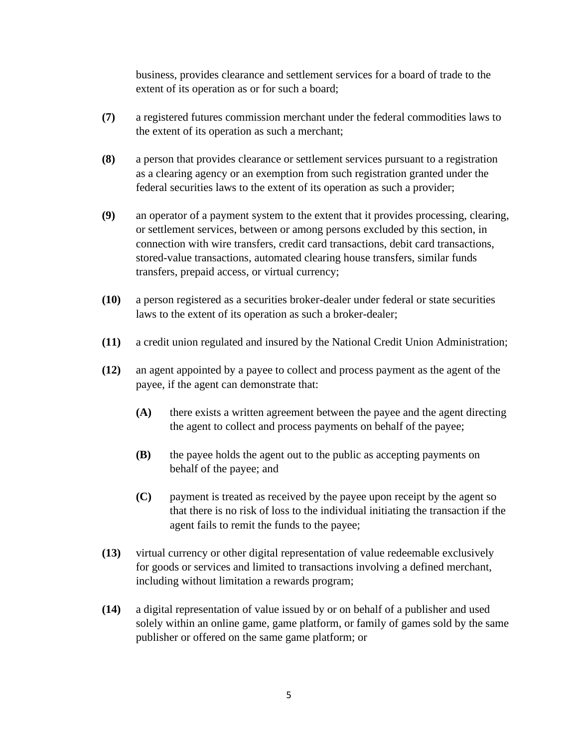business, provides clearance and settlement services for a board of trade to the extent of its operation as or for such a board;

**(7)** a registered futures commission merchant under the federal commodities laws to the extent of its operation as such a merchant;

**(8)** a person that provides clearance or settlement services pursuant to a registration as a clearing agency or an exemption from such registration granted under the federal securities laws to the extent of its operation as such a provider;

**(9)** an operator of a payment system to the extent that it provides processing, clearing, or settlement services, between or among persons excluded by this section, in connection with wire transfers, credit card transactions, debit card transactions, stored-value transactions, automated clearing house transfers, similar funds transfers, prepaid access, or virtual currency;

**(10)** a person registered as a securities broker-dealer under federal or state securities laws to the extent of its operation as such a broker-dealer;

**(11)** a credit union regulated and insured by the National Credit Union Administration;

**(12)** an agent appointed by a payee to collect and process payment as the agent of the payee, if the agent can demonstrate that:

> **(A)** there exists a written agreement between the payee and the agent directing the agent to collect and process payments on behalf of the payee;
>
> **(B)** the payee holds the agent out to the public as accepting payments on behalf of the payee; and
>
> **(C)** payment is treated as received by the payee upon receipt by the agent so that there is no risk of loss to the individual initiating the transaction if the agent fails to remit the funds to the payee;

**(13)** virtual currency or other digital representation of value redeemable exclusively for goods or services and limited to transactions involving a defined merchant, including without limitation a rewards program;

**(14)** a digital representation of value issued by or on behalf of a publisher and used solely within an online game, game platform, or family of games sold by the same publisher or offered on the same game platform; or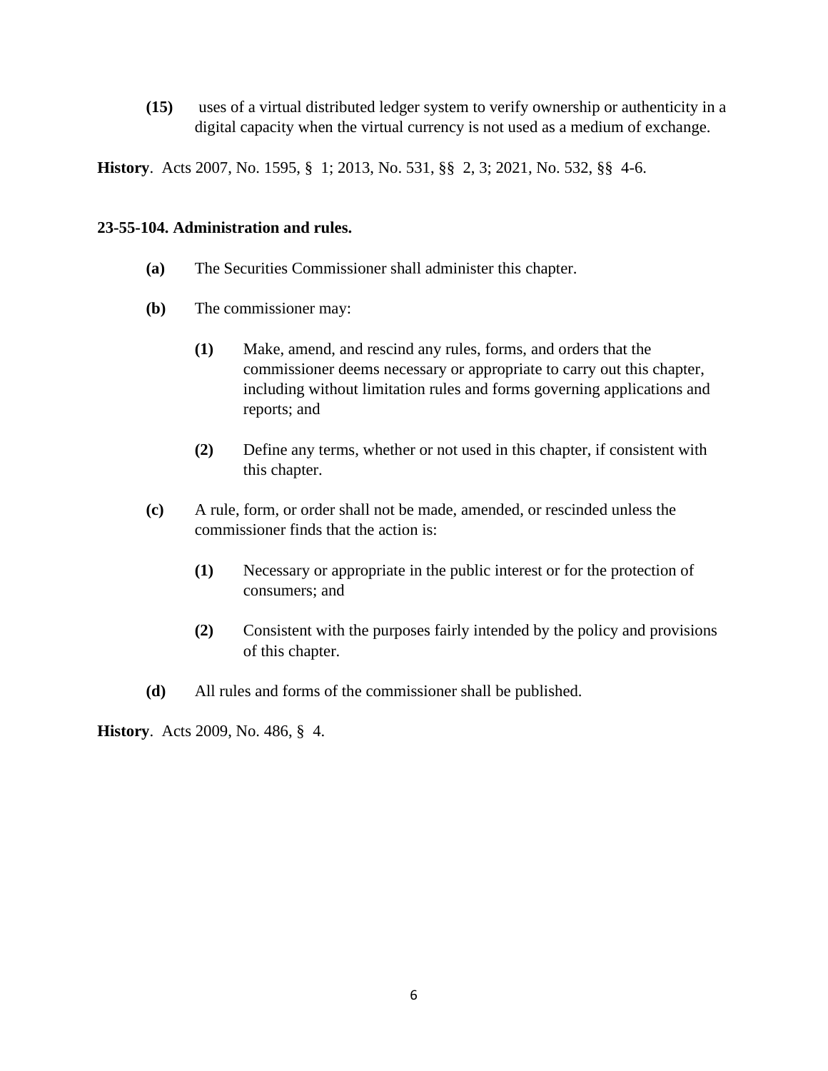**(15)** uses of a virtual distributed ledger system to verify ownership or authenticity in a digital capacity when the virtual currency is not used as a medium of exchange.

**History**. Acts 2007, No. 1595, § 1; 2013, No. 531, §§ 2, 3; 2021, No. 532, §§ 4-6.

### 23-55-104. Administration and rules.

**(a)** The Securities Commissioner shall administer this chapter.

**(b)** The commissioner may:

**(1)** Make, amend, and rescind any rules, forms, and orders that the commissioner deems necessary or appropriate to carry out this chapter, including without limitation rules and forms governing applications and reports; and

**(2)** Define any terms, whether or not used in this chapter, if consistent with this chapter.

**(c)** A rule, form, or order shall not be made, amended, or rescinded unless the commissioner finds that the action is:

**(1)** Necessary or appropriate in the public interest or for the protection of consumers; and

**(2)** Consistent with the purposes fairly intended by the policy and provisions of this chapter.

**(d)** All rules and forms of the commissioner shall be published.

**History**. Acts 2009, No. 486, § 4.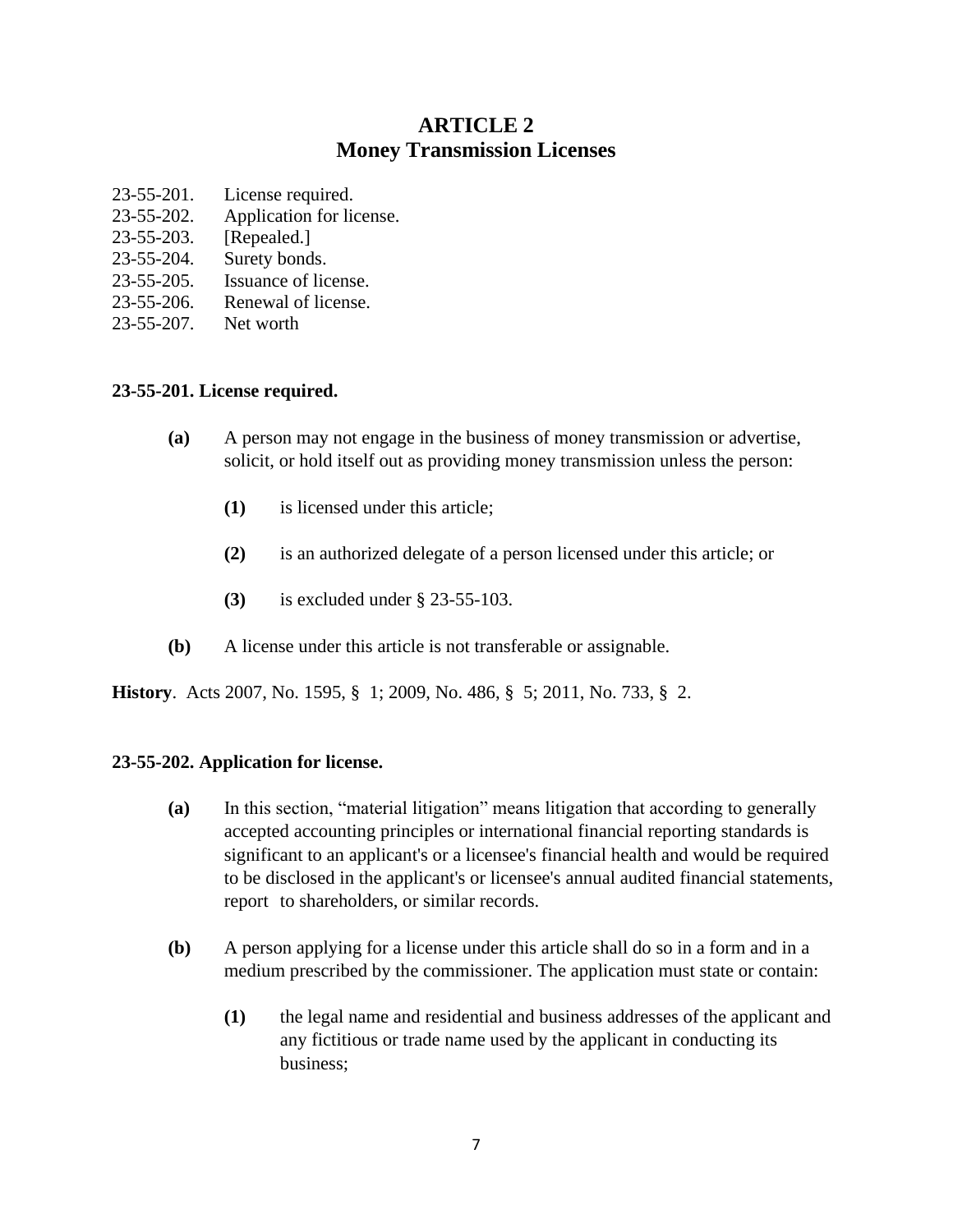# ARTICLE 2
# Money Transmission Licenses

23-55-201. License required.
23-55-202. Application for license.
23-55-203. [Repealed.]
23-55-204. Surety bonds.
23-55-205. Issuance of license.
23-55-206. Renewal of license.
23-55-207. Net worth

**23-55-201. License required.**

**(a)** A person may not engage in the business of money transmission or advertise, solicit, or hold itself out as providing money transmission unless the person:

**(1)** is licensed under this article;

**(2)** is an authorized delegate of a person licensed under this article; or

**(3)** is excluded under § 23-55-103.

**(b)** A license under this article is not transferable or assignable.

**History**. Acts 2007, No. 1595, § 1; 2009, No. 486, § 5; 2011, No. 733, § 2.

**23-55-202. Application for license.**

**(a)** In this section, "material litigation" means litigation that according to generally accepted accounting principles or international financial reporting standards is significant to an applicant's or a licensee's financial health and would be required to be disclosed in the applicant's or licensee's annual audited financial statements, report to shareholders, or similar records.

**(b)** A person applying for a license under this article shall do so in a form and in a medium prescribed by the commissioner. The application must state or contain:

**(1)** the legal name and residential and business addresses of the applicant and any fictitious or trade name used by the applicant in conducting its business;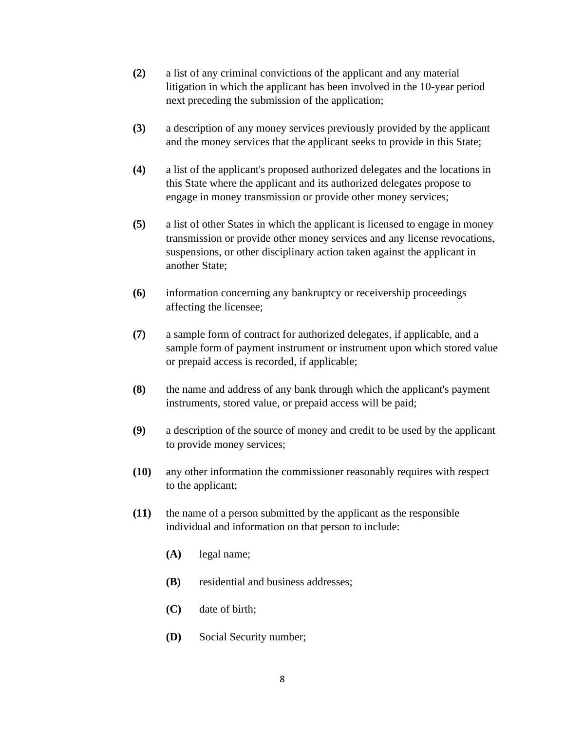**(2)** a list of any criminal convictions of the applicant and any material litigation in which the applicant has been involved in the 10-year period next preceding the submission of the application;

**(3)** a description of any money services previously provided by the applicant and the money services that the applicant seeks to provide in this State;

**(4)** a list of the applicant's proposed authorized delegates and the locations in this State where the applicant and its authorized delegates propose to engage in money transmission or provide other money services;

**(5)** a list of other States in which the applicant is licensed to engage in money transmission or provide other money services and any license revocations, suspensions, or other disciplinary action taken against the applicant in another State;

**(6)** information concerning any bankruptcy or receivership proceedings affecting the licensee;

**(7)** a sample form of contract for authorized delegates, if applicable, and a sample form of payment instrument or instrument upon which stored value or prepaid access is recorded, if applicable;

**(8)** the name and address of any bank through which the applicant's payment instruments, stored value, or prepaid access will be paid;

**(9)** a description of the source of money and credit to be used by the applicant to provide money services;

**(10)** any other information the commissioner reasonably requires with respect to the applicant;

**(11)** the name of a person submitted by the applicant as the responsible individual and information on that person to include:

> **(A)** legal name;
>
> **(B)** residential and business addresses;
>
> **(C)** date of birth;
>
> **(D)** Social Security number;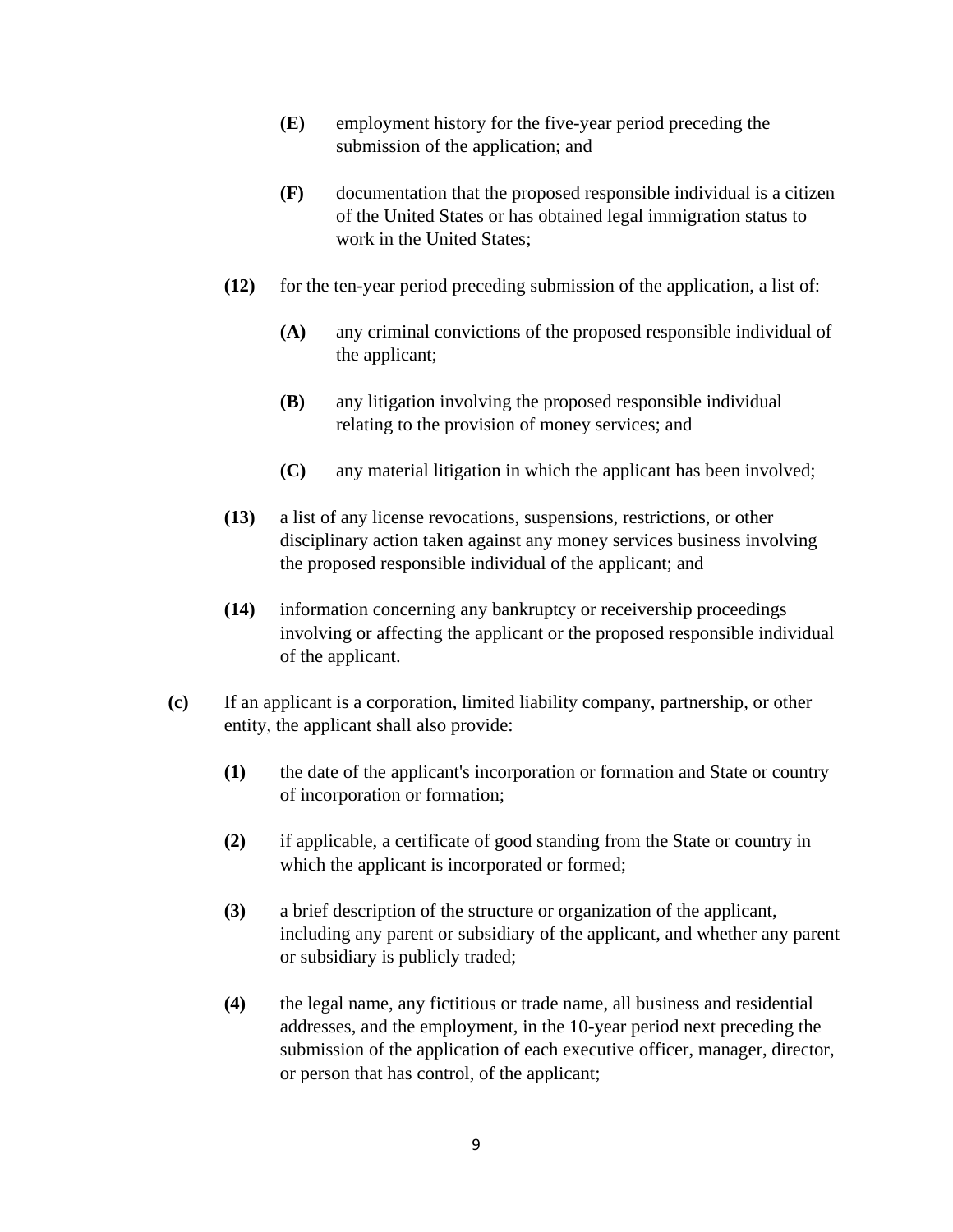**(E)** employment history for the five-year period preceding the submission of the application; and

**(F)** documentation that the proposed responsible individual is a citizen of the United States or has obtained legal immigration status to work in the United States;

**(12)** for the ten-year period preceding submission of the application, a list of:

**(A)** any criminal convictions of the proposed responsible individual of the applicant;

**(B)** any litigation involving the proposed responsible individual relating to the provision of money services; and

**(C)** any material litigation in which the applicant has been involved;

**(13)** a list of any license revocations, suspensions, restrictions, or other disciplinary action taken against any money services business involving the proposed responsible individual of the applicant; and

**(14)** information concerning any bankruptcy or receivership proceedings involving or affecting the applicant or the proposed responsible individual of the applicant.

**(c)** If an applicant is a corporation, limited liability company, partnership, or other entity, the applicant shall also provide:

**(1)** the date of the applicant's incorporation or formation and State or country of incorporation or formation;

**(2)** if applicable, a certificate of good standing from the State or country in which the applicant is incorporated or formed;

**(3)** a brief description of the structure or organization of the applicant, including any parent or subsidiary of the applicant, and whether any parent or subsidiary is publicly traded;

**(4)** the legal name, any fictitious or trade name, all business and residential addresses, and the employment, in the 10-year period next preceding the submission of the application of each executive officer, manager, director, or person that has control, of the applicant;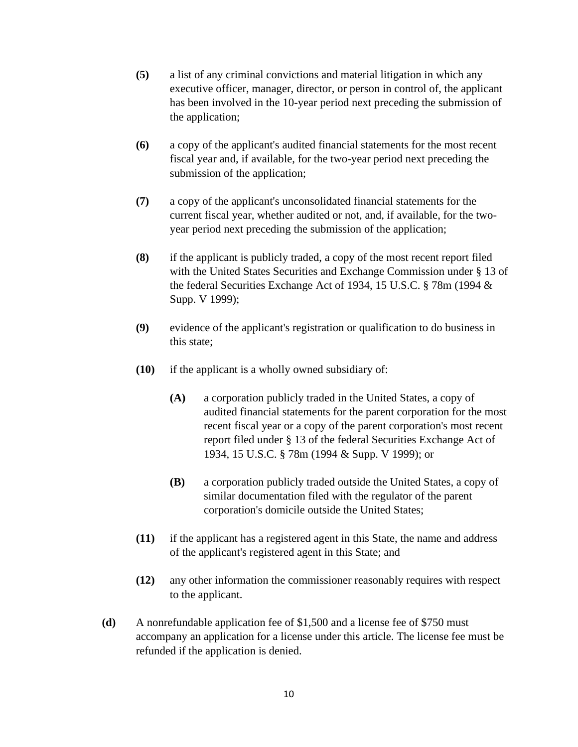**(5)** a list of any criminal convictions and material litigation in which any executive officer, manager, director, or person in control of, the applicant has been involved in the 10-year period next preceding the submission of the application;

**(6)** a copy of the applicant's audited financial statements for the most recent fiscal year and, if available, for the two-year period next preceding the submission of the application;

**(7)** a copy of the applicant's unconsolidated financial statements for the current fiscal year, whether audited or not, and, if available, for the two-year period next preceding the submission of the application;

**(8)** if the applicant is publicly traded, a copy of the most recent report filed with the United States Securities and Exchange Commission under § 13 of the federal Securities Exchange Act of 1934, 15 U.S.C. § 78m (1994 & Supp. V 1999);

**(9)** evidence of the applicant's registration or qualification to do business in this state;

**(10)** if the applicant is a wholly owned subsidiary of:

> **(A)** a corporation publicly traded in the United States, a copy of audited financial statements for the parent corporation for the most recent fiscal year or a copy of the parent corporation's most recent report filed under § 13 of the federal Securities Exchange Act of 1934, 15 U.S.C. § 78m (1994 & Supp. V 1999); or
>
> **(B)** a corporation publicly traded outside the United States, a copy of similar documentation filed with the regulator of the parent corporation's domicile outside the United States;

**(11)** if the applicant has a registered agent in this State, the name and address of the applicant's registered agent in this State; and

**(12)** any other information the commissioner reasonably requires with respect to the applicant.

**(d)** A nonrefundable application fee of $1,500 and a license fee of $750 must accompany an application for a license under this article. The license fee must be refunded if the application is denied.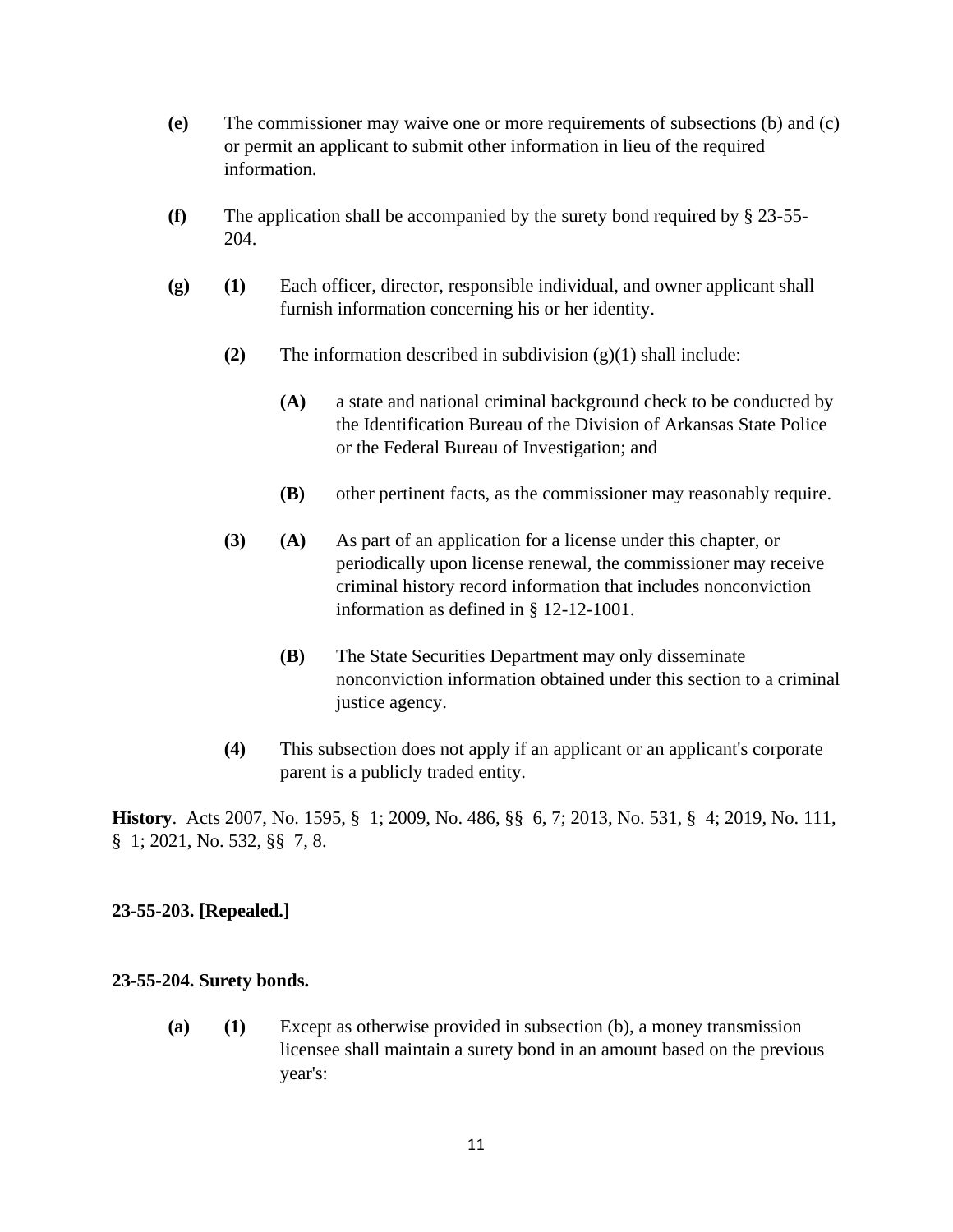**(e)** The commissioner may waive one or more requirements of subsections (b) and (c) or permit an applicant to submit other information in lieu of the required information.

**(f)** The application shall be accompanied by the surety bond required by § 23-55-204.

**(g)** **(1)** Each officer, director, responsible individual, and owner applicant shall furnish information concerning his or her identity.

**(2)** The information described in subdivision (g)(1) shall include:

**(A)** a state and national criminal background check to be conducted by the Identification Bureau of the Division of Arkansas State Police or the Federal Bureau of Investigation; and

**(B)** other pertinent facts, as the commissioner may reasonably require.

**(3)** **(A)** As part of an application for a license under this chapter, or periodically upon license renewal, the commissioner may receive criminal history record information that includes nonconviction information as defined in § 12-12-1001.

**(B)** The State Securities Department may only disseminate nonconviction information obtained under this section to a criminal justice agency.

**(4)** This subsection does not apply if an applicant or an applicant's corporate parent is a publicly traded entity.

**History**. Acts 2007, No. 1595, § 1; 2009, No. 486, §§ 6, 7; 2013, No. 531, § 4; 2019, No. 111, § 1; 2021, No. 532, §§ 7, 8.

**23-55-203. [Repealed.]**

**23-55-204. Surety bonds.**

**(a)** **(1)** Except as otherwise provided in subsection (b), a money transmission licensee shall maintain a surety bond in an amount based on the previous year's: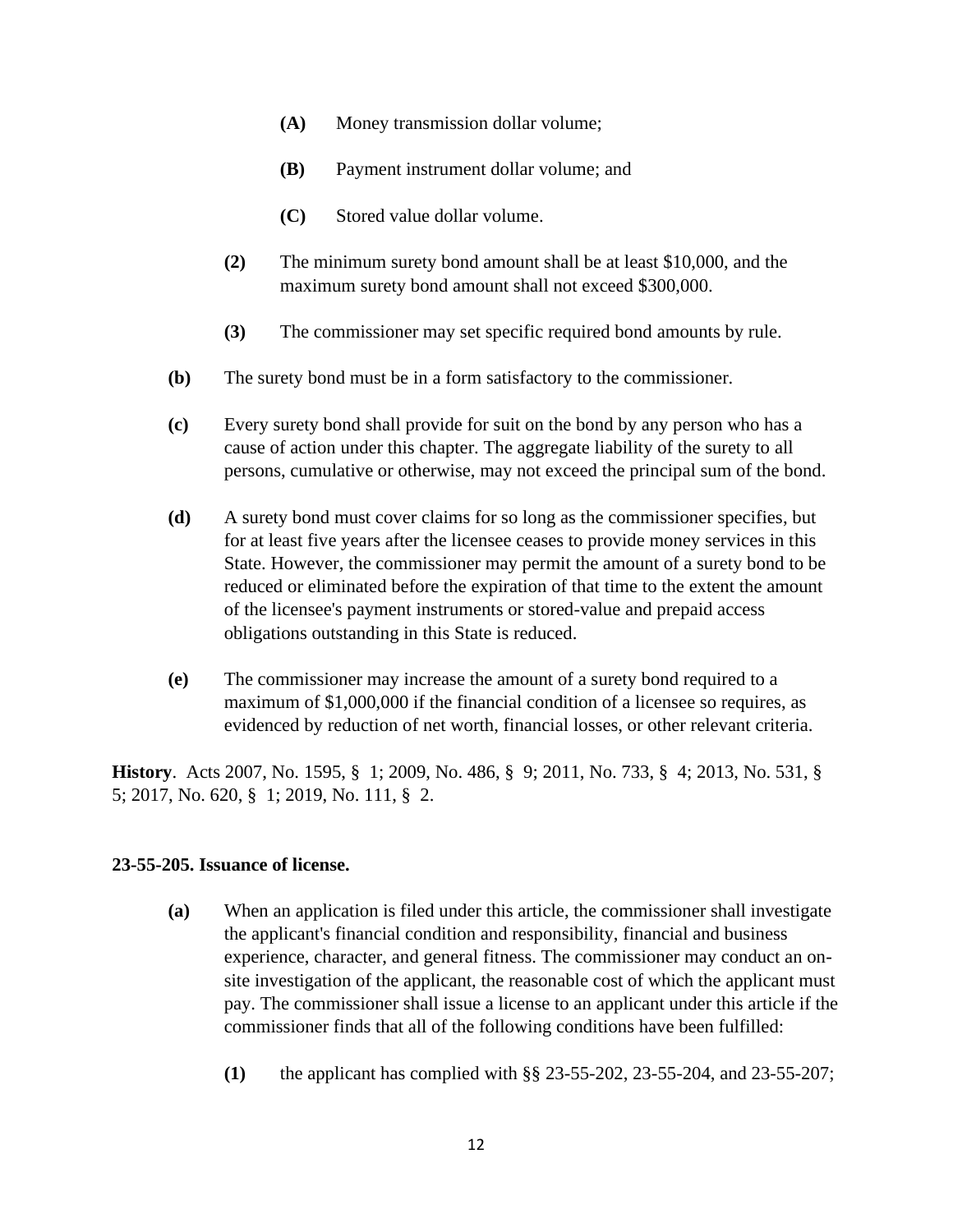- **(A)** Money transmission dollar volume;

- **(B)** Payment instrument dollar volume; and

- **(C)** Stored value dollar volume.

**(2)** The minimum surety bond amount shall be at least $10,000, and the maximum surety bond amount shall not exceed $300,000.

**(3)** The commissioner may set specific required bond amounts by rule.

**(b)** The surety bond must be in a form satisfactory to the commissioner.

**(c)** Every surety bond shall provide for suit on the bond by any person who has a cause of action under this chapter. The aggregate liability of the surety to all persons, cumulative or otherwise, may not exceed the principal sum of the bond.

**(d)** A surety bond must cover claims for so long as the commissioner specifies, but for at least five years after the licensee ceases to provide money services in this State. However, the commissioner may permit the amount of a surety bond to be reduced or eliminated before the expiration of that time to the extent the amount of the licensee's payment instruments or stored-value and prepaid access obligations outstanding in this State is reduced.

**(e)** The commissioner may increase the amount of a surety bond required to a maximum of $1,000,000 if the financial condition of a licensee so requires, as evidenced by reduction of net worth, financial losses, or other relevant criteria.

**History**. Acts 2007, No. 1595, § 1; 2009, No. 486, § 9; 2011, No. 733, § 4; 2013, No. 531, § 5; 2017, No. 620, § 1; 2019, No. 111, § 2.

**23-55-205. Issuance of license.**

**(a)** When an application is filed under this article, the commissioner shall investigate the applicant's financial condition and responsibility, financial and business experience, character, and general fitness. The commissioner may conduct an on-site investigation of the applicant, the reasonable cost of which the applicant must pay. The commissioner shall issue a license to an applicant under this article if the commissioner finds that all of the following conditions have been fulfilled:

**(1)** the applicant has complied with §§ 23-55-202, 23-55-204, and 23-55-207;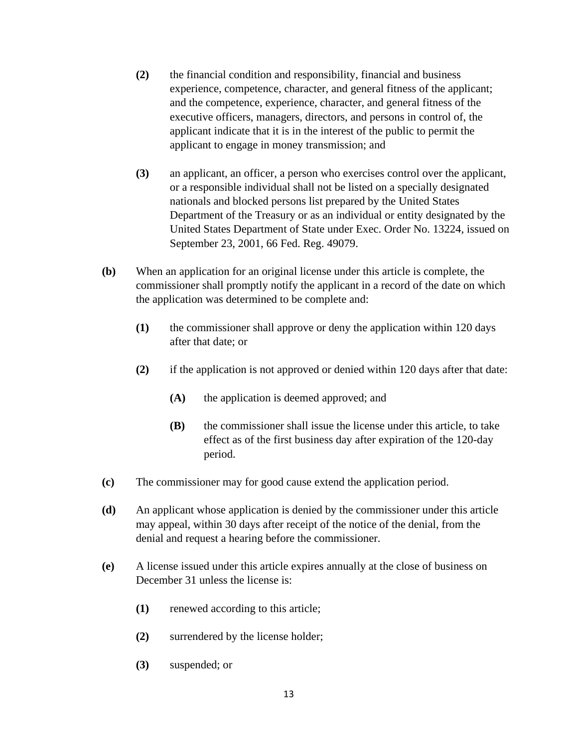**(2)** the financial condition and responsibility, financial and business experience, competence, character, and general fitness of the applicant; and the competence, experience, character, and general fitness of the executive officers, managers, directors, and persons in control of, the applicant indicate that it is in the interest of the public to permit the applicant to engage in money transmission; and

**(3)** an applicant, an officer, a person who exercises control over the applicant, or a responsible individual shall not be listed on a specially designated nationals and blocked persons list prepared by the United States Department of the Treasury or as an individual or entity designated by the United States Department of State under Exec. Order No. 13224, issued on September 23, 2001, 66 Fed. Reg. 49079.

**(b)** When an application for an original license under this article is complete, the commissioner shall promptly notify the applicant in a record of the date on which the application was determined to be complete and:

**(1)** the commissioner shall approve or deny the application within 120 days after that date; or

**(2)** if the application is not approved or denied within 120 days after that date:

**(A)** the application is deemed approved; and

**(B)** the commissioner shall issue the license under this article, to take effect as of the first business day after expiration of the 120-day period.

**(c)** The commissioner may for good cause extend the application period.

**(d)** An applicant whose application is denied by the commissioner under this article may appeal, within 30 days after receipt of the notice of the denial, from the denial and request a hearing before the commissioner.

**(e)** A license issued under this article expires annually at the close of business on December 31 unless the license is:

**(1)** renewed according to this article;

**(2)** surrendered by the license holder;

**(3)** suspended; or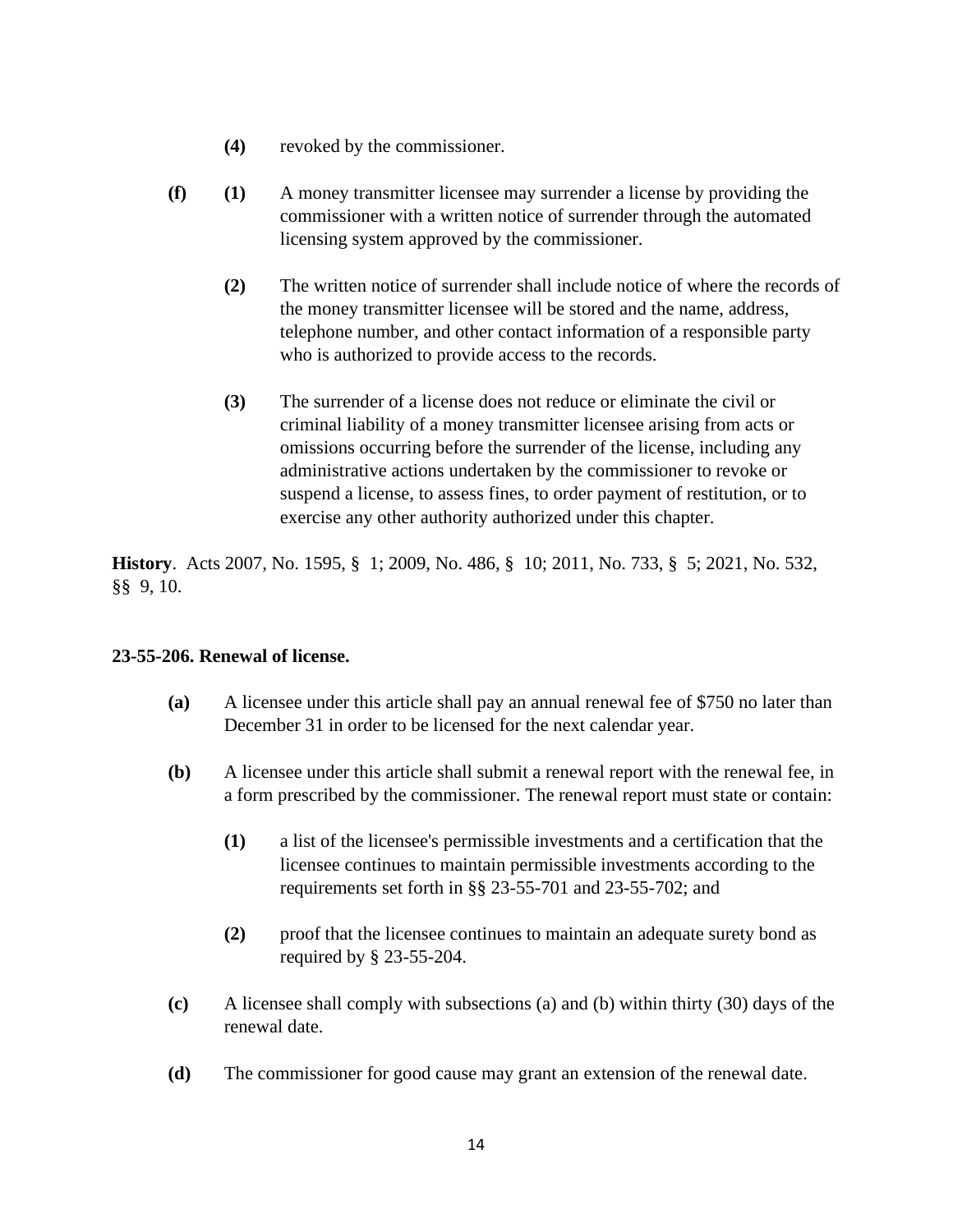**(4)** revoked by the commissioner.

**(f)** **(1)** A money transmitter licensee may surrender a license by providing the commissioner with a written notice of surrender through the automated licensing system approved by the commissioner.

**(2)** The written notice of surrender shall include notice of where the records of the money transmitter licensee will be stored and the name, address, telephone number, and other contact information of a responsible party who is authorized to provide access to the records.

**(3)** The surrender of a license does not reduce or eliminate the civil or criminal liability of a money transmitter licensee arising from acts or omissions occurring before the surrender of the license, including any administrative actions undertaken by the commissioner to revoke or suspend a license, to assess fines, to order payment of restitution, or to exercise any other authority authorized under this chapter.

**History**. Acts 2007, No. 1595, § 1; 2009, No. 486, § 10; 2011, No. 733, § 5; 2021, No. 532, §§ 9, 10.

### 23-55-206. Renewal of license.

**(a)** A licensee under this article shall pay an annual renewal fee of $750 no later than December 31 in order to be licensed for the next calendar year.

**(b)** A licensee under this article shall submit a renewal report with the renewal fee, in a form prescribed by the commissioner. The renewal report must state or contain:

**(1)** a list of the licensee's permissible investments and a certification that the licensee continues to maintain permissible investments according to the requirements set forth in §§ 23-55-701 and 23-55-702; and

**(2)** proof that the licensee continues to maintain an adequate surety bond as required by § 23-55-204.

**(c)** A licensee shall comply with subsections (a) and (b) within thirty (30) days of the renewal date.

**(d)** The commissioner for good cause may grant an extension of the renewal date.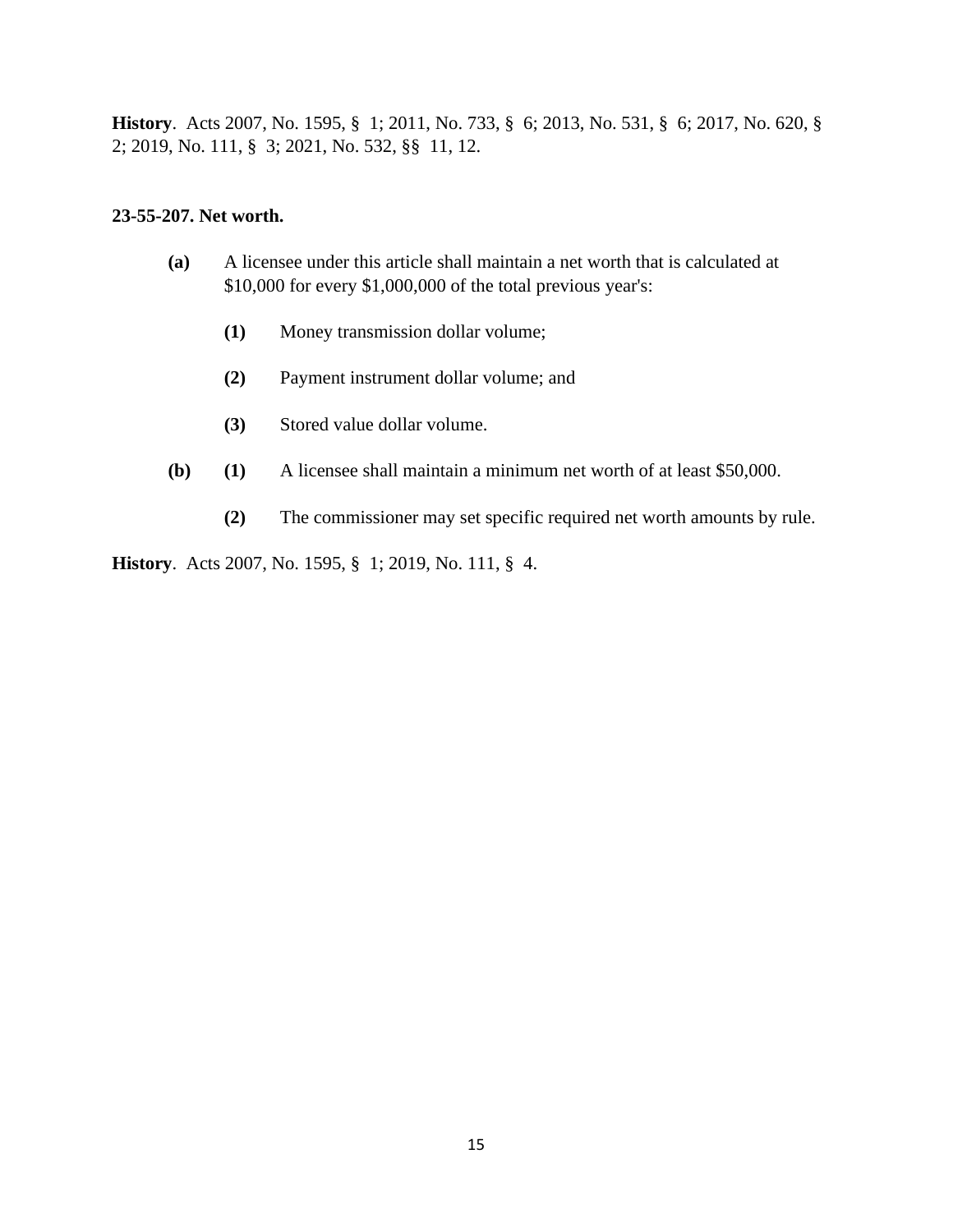**History**. Acts 2007, No. 1595, § 1; 2011, No. 733, § 6; 2013, No. 531, § 6; 2017, No. 620, § 2; 2019, No. 111, § 3; 2021, No. 532, §§ 11, 12.

**23-55-207. Net worth.**

**(a)** A licensee under this article shall maintain a net worth that is calculated at $10,000 for every $1,000,000 of the total previous year's:

> **(1)** Money transmission dollar volume;
>
> **(2)** Payment instrument dollar volume; and
>
> **(3)** Stored value dollar volume.

**(b)** **(1)** A licensee shall maintain a minimum net worth of at least $50,000.

> **(2)** The commissioner may set specific required net worth amounts by rule.

**History**. Acts 2007, No. 1595, § 1; 2019, No. 111, § 4.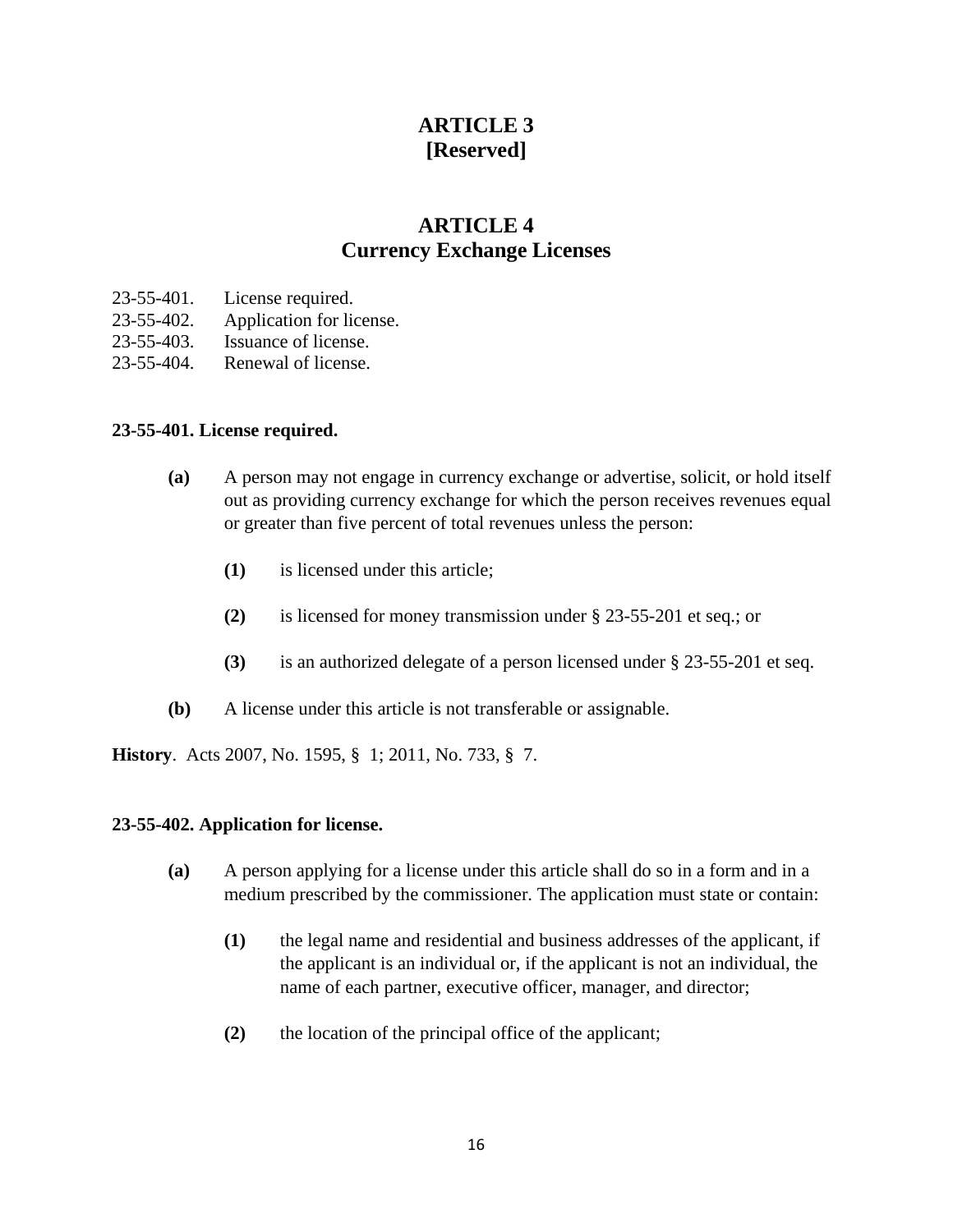# ARTICLE 3
# [Reserved]

# ARTICLE 4
# Currency Exchange Licenses

23-55-401. License required.
23-55-402. Application for license.
23-55-403. Issuance of license.
23-55-404. Renewal of license.

**23-55-401. License required.**

**(a)** A person may not engage in currency exchange or advertise, solicit, or hold itself out as providing currency exchange for which the person receives revenues equal or greater than five percent of total revenues unless the person:

**(1)** is licensed under this article;

**(2)** is licensed for money transmission under § 23-55-201 et seq.; or

**(3)** is an authorized delegate of a person licensed under § 23-55-201 et seq.

**(b)** A license under this article is not transferable or assignable.

**History**. Acts 2007, No. 1595, § 1; 2011, No. 733, § 7.

**23-55-402. Application for license.**

**(a)** A person applying for a license under this article shall do so in a form and in a medium prescribed by the commissioner. The application must state or contain:

**(1)** the legal name and residential and business addresses of the applicant, if the applicant is an individual or, if the applicant is not an individual, the name of each partner, executive officer, manager, and director;

**(2)** the location of the principal office of the applicant;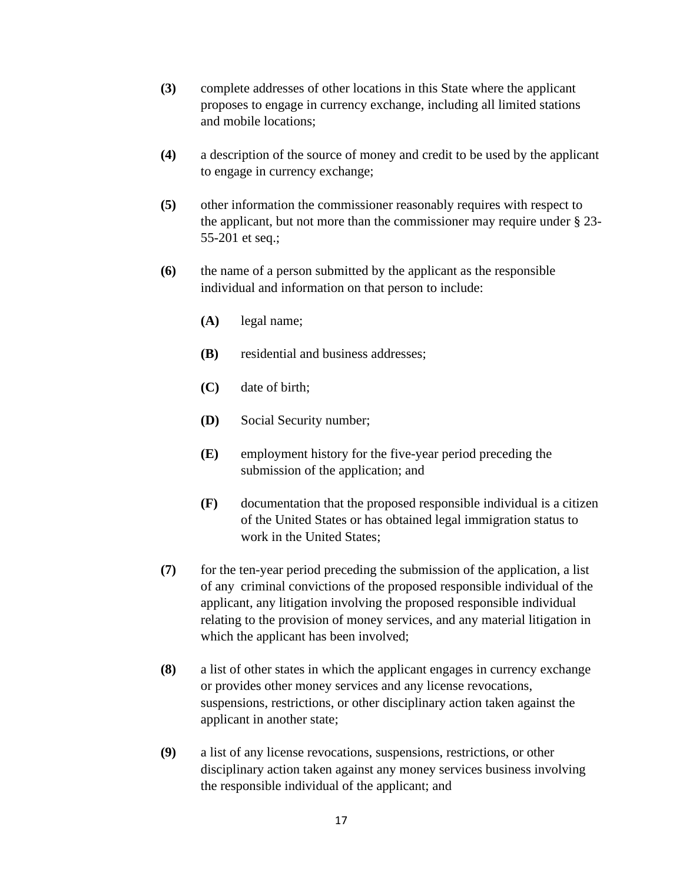**(3)** complete addresses of other locations in this State where the applicant proposes to engage in currency exchange, including all limited stations and mobile locations;

**(4)** a description of the source of money and credit to be used by the applicant to engage in currency exchange;

**(5)** other information the commissioner reasonably requires with respect to the applicant, but not more than the commissioner may require under § 23-55-201 et seq.;

**(6)** the name of a person submitted by the applicant as the responsible individual and information on that person to include:

> **(A)** legal name;
>
> **(B)** residential and business addresses;
>
> **(C)** date of birth;
>
> **(D)** Social Security number;
>
> **(E)** employment history for the five-year period preceding the submission of the application; and
>
> **(F)** documentation that the proposed responsible individual is a citizen of the United States or has obtained legal immigration status to work in the United States;

**(7)** for the ten-year period preceding the submission of the application, a list of any criminal convictions of the proposed responsible individual of the applicant, any litigation involving the proposed responsible individual relating to the provision of money services, and any material litigation in which the applicant has been involved;

**(8)** a list of other states in which the applicant engages in currency exchange or provides other money services and any license revocations, suspensions, restrictions, or other disciplinary action taken against the applicant in another state;

**(9)** a list of any license revocations, suspensions, restrictions, or other disciplinary action taken against any money services business involving the responsible individual of the applicant; and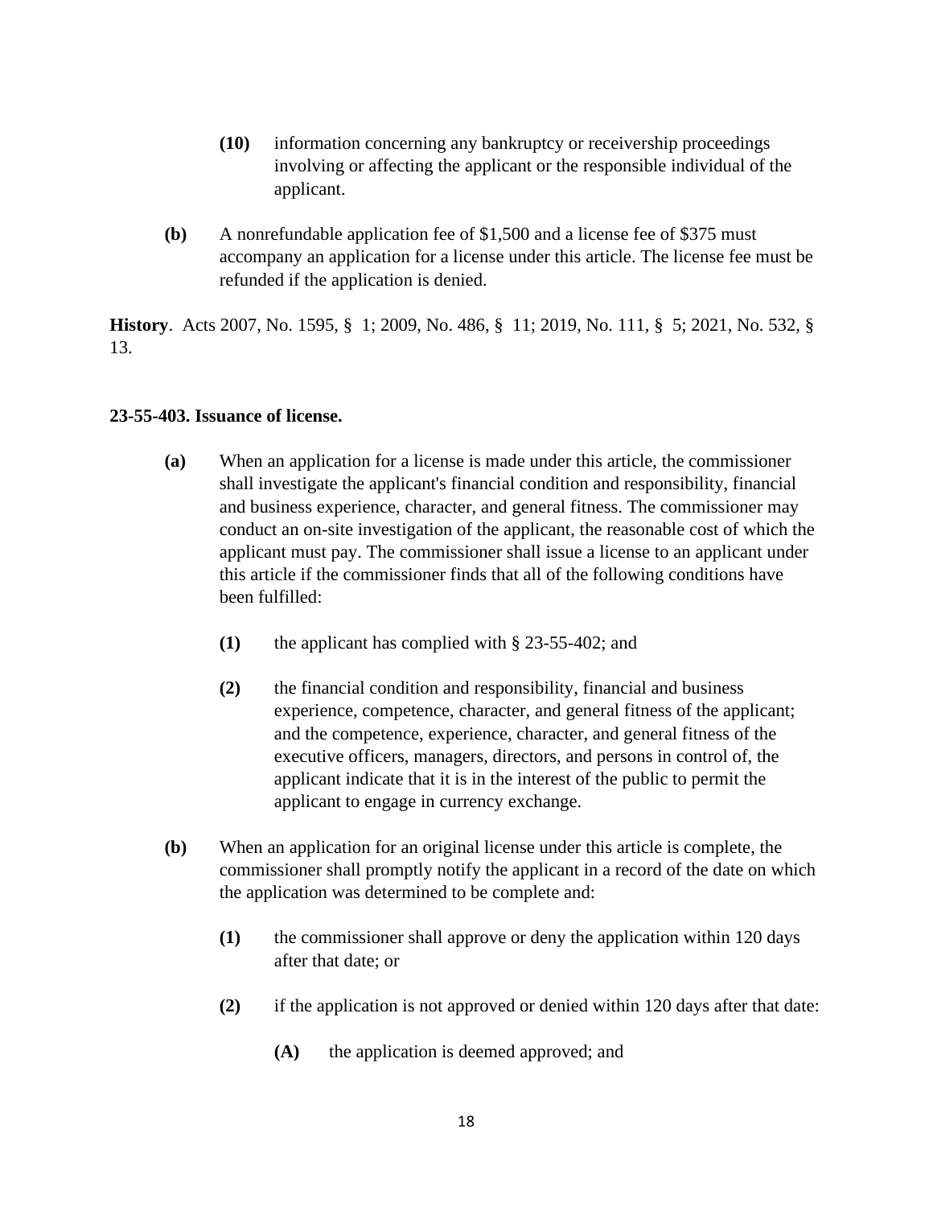**(10)** information concerning any bankruptcy or receivership proceedings involving or affecting the applicant or the responsible individual of the applicant.

**(b)** A nonrefundable application fee of $1,500 and a license fee of $375 must accompany an application for a license under this article. The license fee must be refunded if the application is denied.

**History**. Acts 2007, No. 1595, § 1; 2009, No. 486, § 11; 2019, No. 111, § 5; 2021, No. 532, § 13.

**23-55-403. Issuance of license.**

**(a)** When an application for a license is made under this article, the commissioner shall investigate the applicant's financial condition and responsibility, financial and business experience, character, and general fitness. The commissioner may conduct an on-site investigation of the applicant, the reasonable cost of which the applicant must pay. The commissioner shall issue a license to an applicant under this article if the commissioner finds that all of the following conditions have been fulfilled:

**(1)** the applicant has complied with § 23-55-402; and

**(2)** the financial condition and responsibility, financial and business experience, competence, character, and general fitness of the applicant; and the competence, experience, character, and general fitness of the executive officers, managers, directors, and persons in control of, the applicant indicate that it is in the interest of the public to permit the applicant to engage in currency exchange.

**(b)** When an application for an original license under this article is complete, the commissioner shall promptly notify the applicant in a record of the date on which the application was determined to be complete and:

**(1)** the commissioner shall approve or deny the application within 120 days after that date; or

**(2)** if the application is not approved or denied within 120 days after that date:

**(A)** the application is deemed approved; and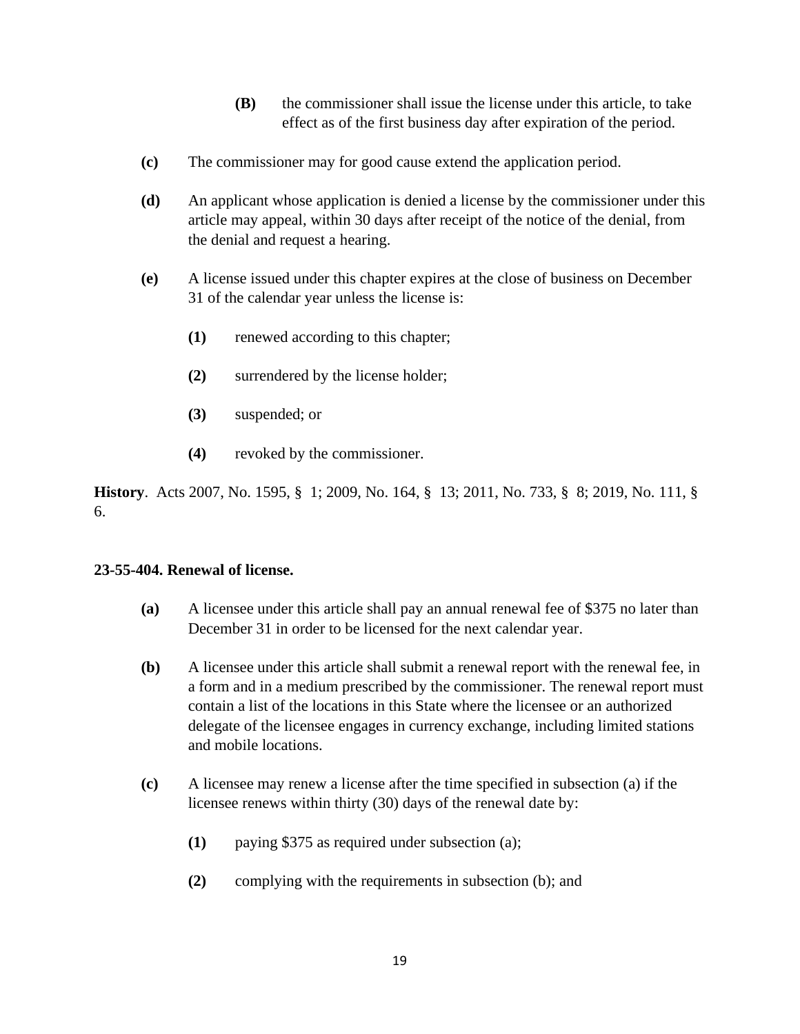- **(B)** the commissioner shall issue the license under this article, to take effect as of the first business day after expiration of the period.

**(c)** The commissioner may for good cause extend the application period.

**(d)** An applicant whose application is denied a license by the commissioner under this article may appeal, within 30 days after receipt of the notice of the denial, from the denial and request a hearing.

**(e)** A license issued under this chapter expires at the close of business on December 31 of the calendar year unless the license is:

- **(1)** renewed according to this chapter;
- **(2)** surrendered by the license holder;
- **(3)** suspended; or
- **(4)** revoked by the commissioner.

**History**. Acts 2007, No. 1595, § 1; 2009, No. 164, § 13; 2011, No. 733, § 8; 2019, No. 111, § 6.

**23-55-404. Renewal of license.**

**(a)** A licensee under this article shall pay an annual renewal fee of $375 no later than December 31 in order to be licensed for the next calendar year.

**(b)** A licensee under this article shall submit a renewal report with the renewal fee, in a form and in a medium prescribed by the commissioner. The renewal report must contain a list of the locations in this State where the licensee or an authorized delegate of the licensee engages in currency exchange, including limited stations and mobile locations.

**(c)** A licensee may renew a license after the time specified in subsection (a) if the licensee renews within thirty (30) days of the renewal date by:

- **(1)** paying $375 as required under subsection (a);
- **(2)** complying with the requirements in subsection (b); and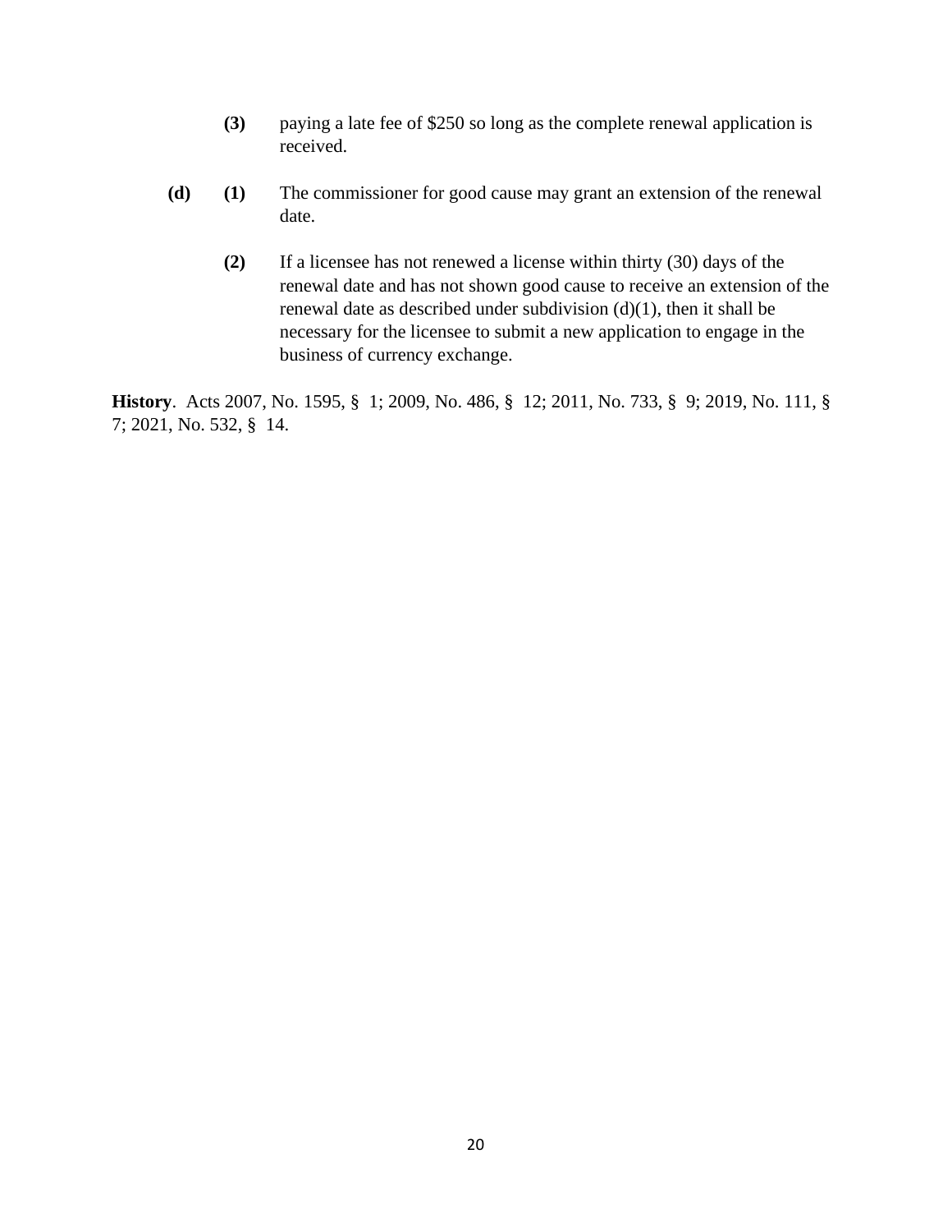**(3)** paying a late fee of $250 so long as the complete renewal application is received.

**(d)** **(1)** The commissioner for good cause may grant an extension of the renewal date.

**(2)** If a licensee has not renewed a license within thirty (30) days of the renewal date and has not shown good cause to receive an extension of the renewal date as described under subdivision (d)(1), then it shall be necessary for the licensee to submit a new application to engage in the business of currency exchange.

**History**. Acts 2007, No. 1595, § 1; 2009, No. 486, § 12; 2011, No. 733, § 9; 2019, No. 111, § 7; 2021, No. 532, § 14.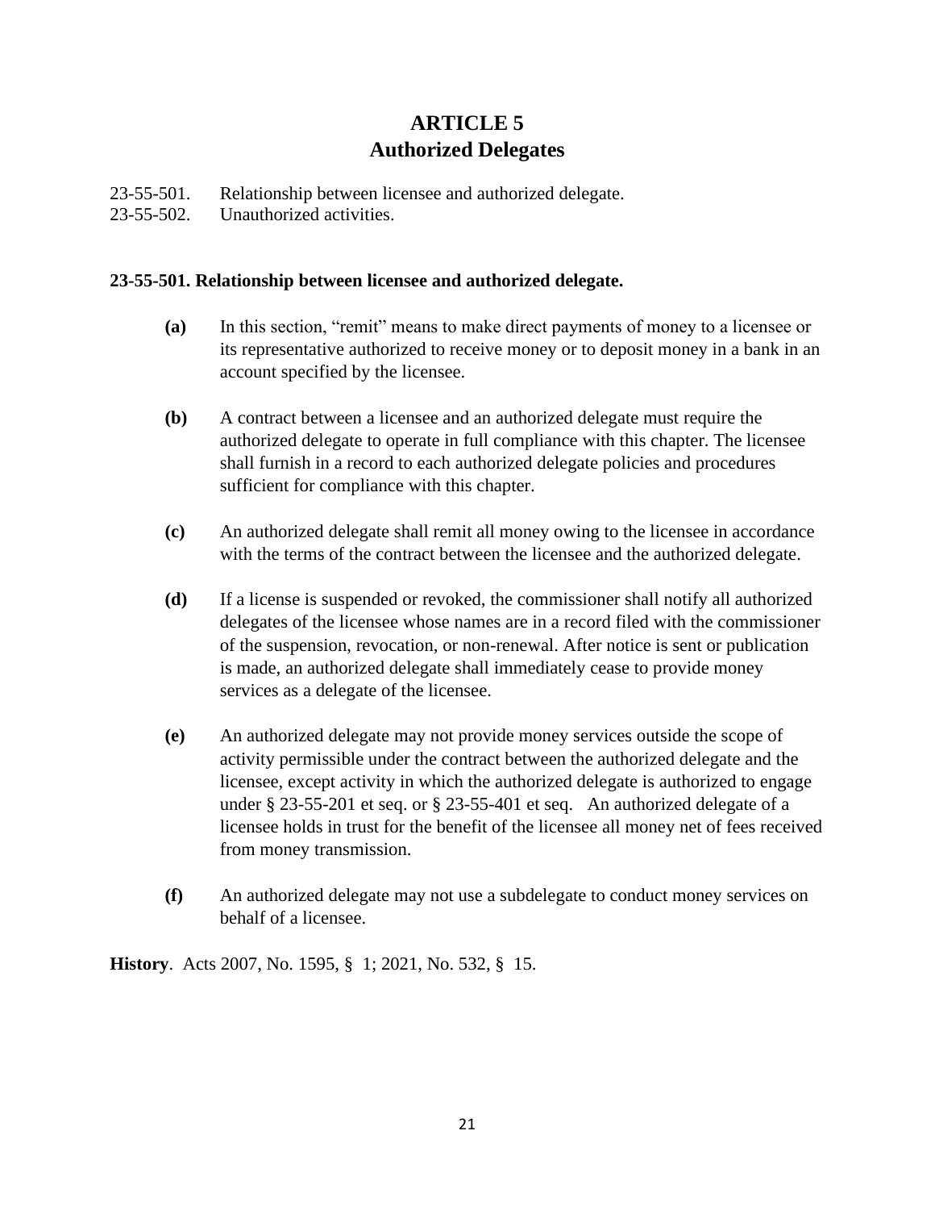# ARTICLE 5
# Authorized Delegates

23-55-501. Relationship between licensee and authorized delegate.
23-55-502. Unauthorized activities.

### 23-55-501. Relationship between licensee and authorized delegate.

**(a)** In this section, "remit" means to make direct payments of money to a licensee or its representative authorized to receive money or to deposit money in a bank in an account specified by the licensee.

**(b)** A contract between a licensee and an authorized delegate must require the authorized delegate to operate in full compliance with this chapter. The licensee shall furnish in a record to each authorized delegate policies and procedures sufficient for compliance with this chapter.

**(c)** An authorized delegate shall remit all money owing to the licensee in accordance with the terms of the contract between the licensee and the authorized delegate.

**(d)** If a license is suspended or revoked, the commissioner shall notify all authorized delegates of the licensee whose names are in a record filed with the commissioner of the suspension, revocation, or non-renewal. After notice is sent or publication is made, an authorized delegate shall immediately cease to provide money services as a delegate of the licensee.

**(e)** An authorized delegate may not provide money services outside the scope of activity permissible under the contract between the authorized delegate and the licensee, except activity in which the authorized delegate is authorized to engage under § 23-55-201 et seq. or § 23-55-401 et seq. An authorized delegate of a licensee holds in trust for the benefit of the licensee all money net of fees received from money transmission.

**(f)** An authorized delegate may not use a subdelegate to conduct money services on behalf of a licensee.

**History**. Acts 2007, No. 1595, § 1; 2021, No. 532, § 15.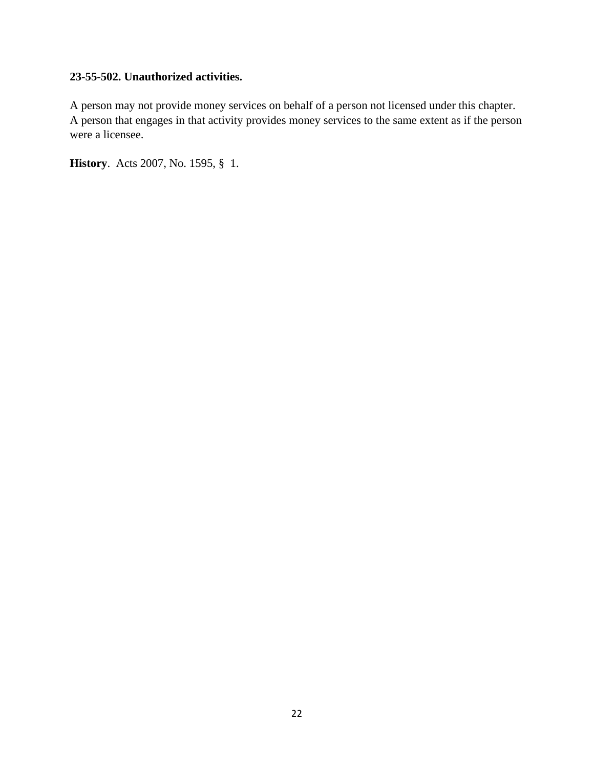**23-55-502. Unauthorized activities.**

A person may not provide money services on behalf of a person not licensed under this chapter. A person that engages in that activity provides money services to the same extent as if the person were a licensee.

**History**. Acts 2007, No. 1595, § 1.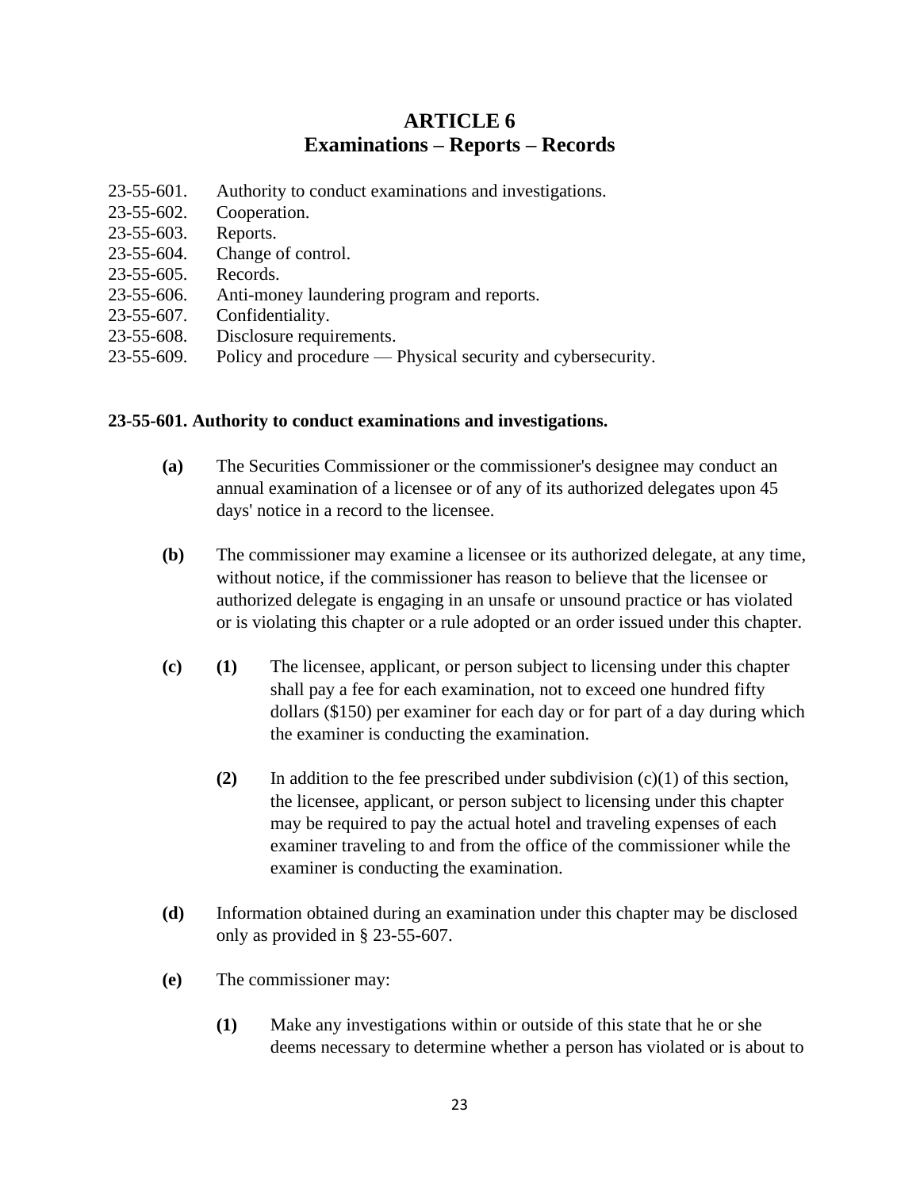# ARTICLE 6
## Examinations – Reports – Records

23-55-601. Authority to conduct examinations and investigations.
23-55-602. Cooperation.
23-55-603. Reports.
23-55-604. Change of control.
23-55-605. Records.
23-55-606. Anti-money laundering program and reports.
23-55-607. Confidentiality.
23-55-608. Disclosure requirements.
23-55-609. Policy and procedure — Physical security and cybersecurity.

**23-55-601. Authority to conduct examinations and investigations.**

**(a)** The Securities Commissioner or the commissioner's designee may conduct an annual examination of a licensee or of any of its authorized delegates upon 45 days' notice in a record to the licensee.

**(b)** The commissioner may examine a licensee or its authorized delegate, at any time, without notice, if the commissioner has reason to believe that the licensee or authorized delegate is engaging in an unsafe or unsound practice or has violated or is violating this chapter or a rule adopted or an order issued under this chapter.

**(c)** **(1)** The licensee, applicant, or person subject to licensing under this chapter shall pay a fee for each examination, not to exceed one hundred fifty dollars ($150) per examiner for each day or for part of a day during which the examiner is conducting the examination.

**(2)** In addition to the fee prescribed under subdivision (c)(1) of this section, the licensee, applicant, or person subject to licensing under this chapter may be required to pay the actual hotel and traveling expenses of each examiner traveling to and from the office of the commissioner while the examiner is conducting the examination.

**(d)** Information obtained during an examination under this chapter may be disclosed only as provided in § 23-55-607.

**(e)** The commissioner may:

**(1)** Make any investigations within or outside of this state that he or she deems necessary to determine whether a person has violated or is about to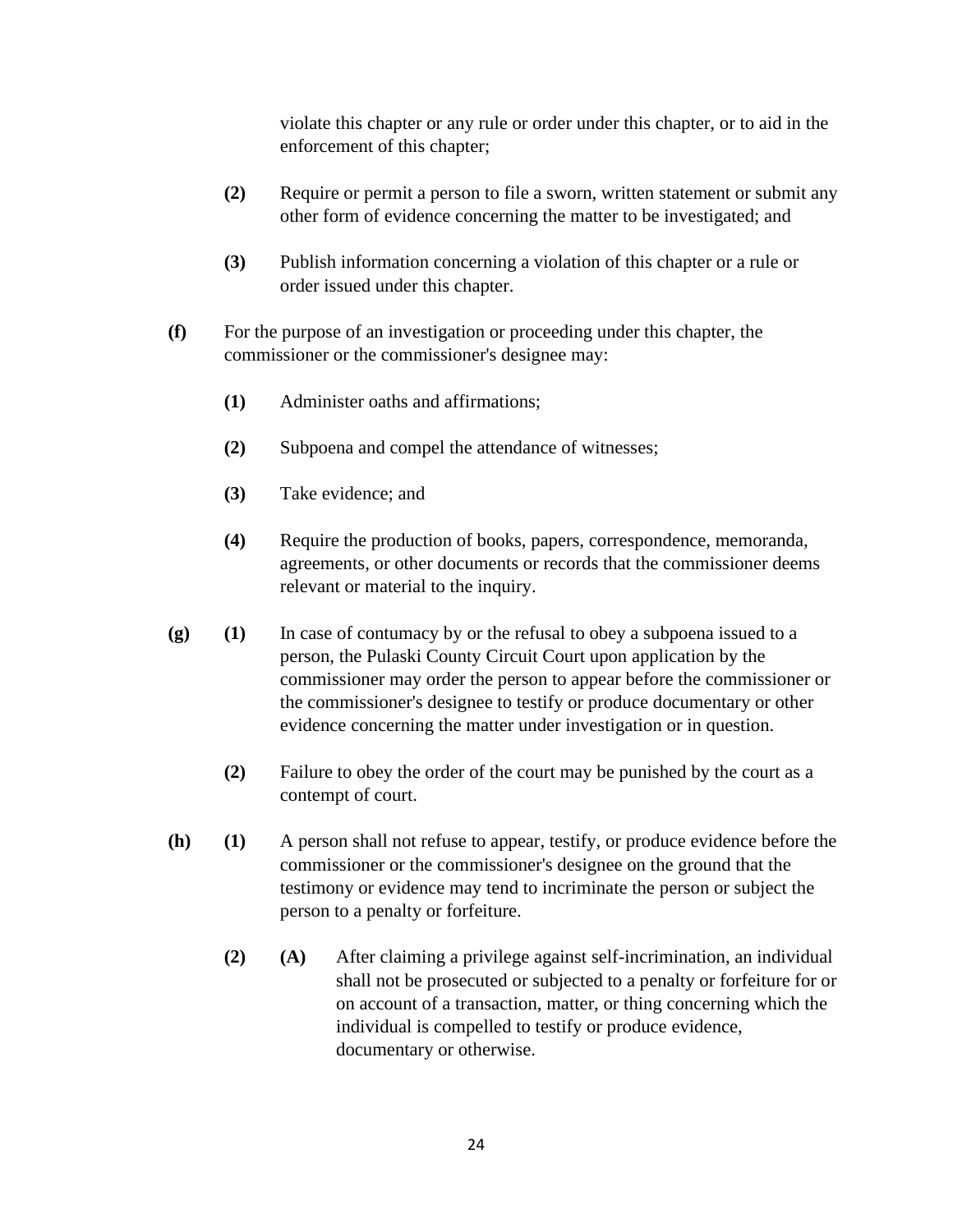violate this chapter or any rule or order under this chapter, or to aid in the enforcement of this chapter;

**(2)** Require or permit a person to file a sworn, written statement or submit any other form of evidence concerning the matter to be investigated; and

**(3)** Publish information concerning a violation of this chapter or a rule or order issued under this chapter.

**(f)** For the purpose of an investigation or proceeding under this chapter, the commissioner or the commissioner's designee may:

**(1)** Administer oaths and affirmations;

**(2)** Subpoena and compel the attendance of witnesses;

**(3)** Take evidence; and

**(4)** Require the production of books, papers, correspondence, memoranda, agreements, or other documents or records that the commissioner deems relevant or material to the inquiry.

**(g)** **(1)** In case of contumacy by or the refusal to obey a subpoena issued to a person, the Pulaski County Circuit Court upon application by the commissioner may order the person to appear before the commissioner or the commissioner's designee to testify or produce documentary or other evidence concerning the matter under investigation or in question.

**(2)** Failure to obey the order of the court may be punished by the court as a contempt of court.

**(h)** **(1)** A person shall not refuse to appear, testify, or produce evidence before the commissioner or the commissioner's designee on the ground that the testimony or evidence may tend to incriminate the person or subject the person to a penalty or forfeiture.

**(2)** **(A)** After claiming a privilege against self-incrimination, an individual shall not be prosecuted or subjected to a penalty or forfeiture for or on account of a transaction, matter, or thing concerning which the individual is compelled to testify or produce evidence, documentary or otherwise.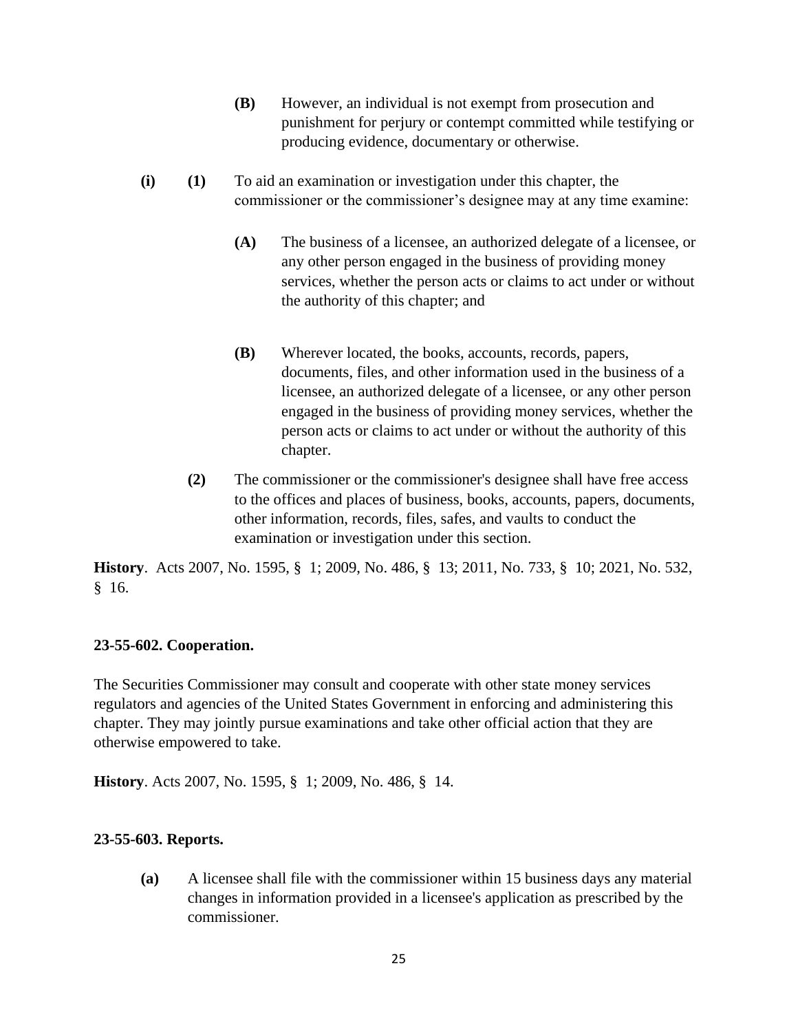**(B)** However, an individual is not exempt from prosecution and punishment for perjury or contempt committed while testifying or producing evidence, documentary or otherwise.

**(i)** **(1)** To aid an examination or investigation under this chapter, the commissioner or the commissioner's designee may at any time examine:

**(A)** The business of a licensee, an authorized delegate of a licensee, or any other person engaged in the business of providing money services, whether the person acts or claims to act under or without the authority of this chapter; and

**(B)** Wherever located, the books, accounts, records, papers, documents, files, and other information used in the business of a licensee, an authorized delegate of a licensee, or any other person engaged in the business of providing money services, whether the person acts or claims to act under or without the authority of this chapter.

**(2)** The commissioner or the commissioner's designee shall have free access to the offices and places of business, books, accounts, papers, documents, other information, records, files, safes, and vaults to conduct the examination or investigation under this section.

**History**. Acts 2007, No. 1595, § 1; 2009, No. 486, § 13; 2011, No. 733, § 10; 2021, No. 532, § 16.

**23-55-602. Cooperation.**

The Securities Commissioner may consult and cooperate with other state money services regulators and agencies of the United States Government in enforcing and administering this chapter. They may jointly pursue examinations and take other official action that they are otherwise empowered to take.

**History**. Acts 2007, No. 1595, § 1; 2009, No. 486, § 14.

**23-55-603. Reports.**

**(a)** A licensee shall file with the commissioner within 15 business days any material changes in information provided in a licensee's application as prescribed by the commissioner.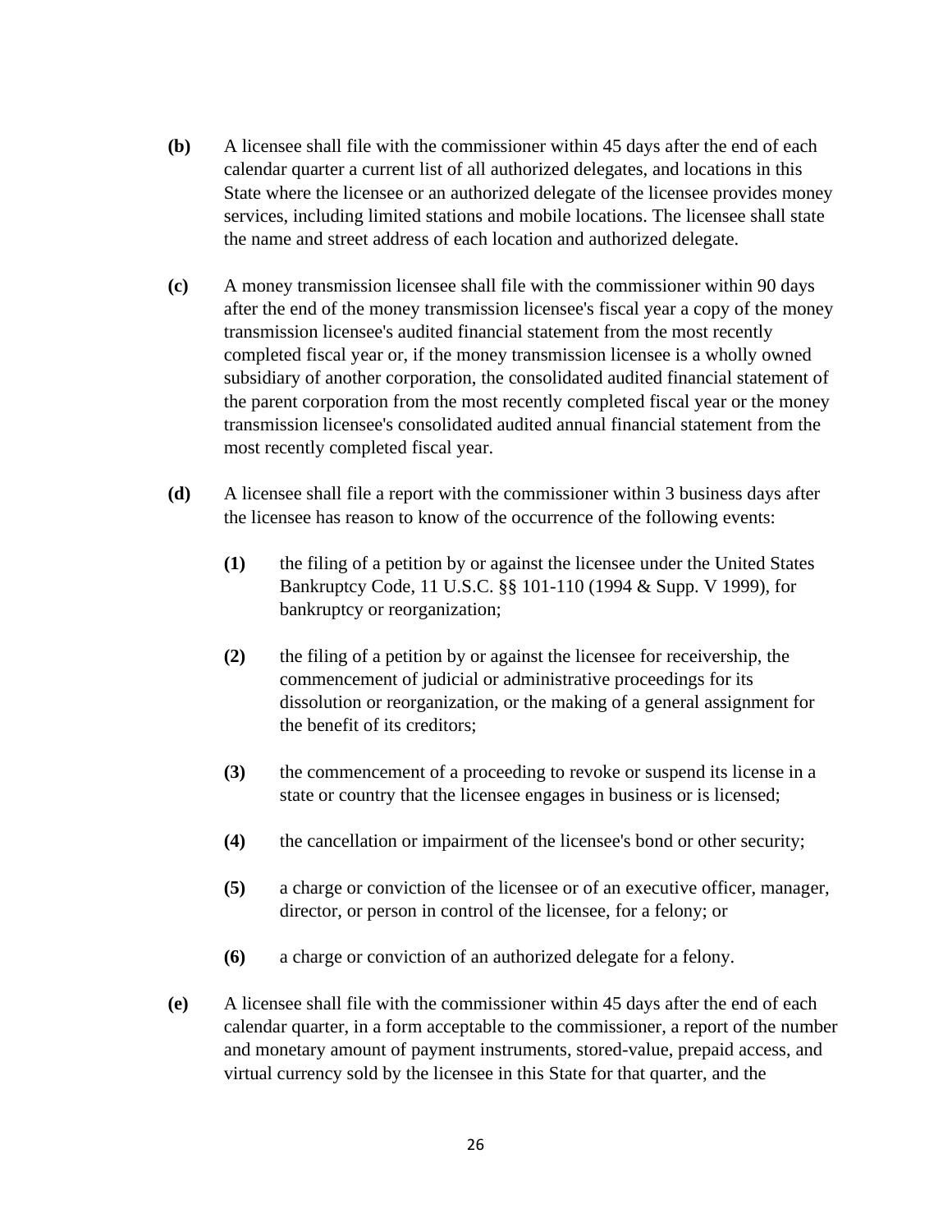**(b)** A licensee shall file with the commissioner within 45 days after the end of each calendar quarter a current list of all authorized delegates, and locations in this State where the licensee or an authorized delegate of the licensee provides money services, including limited stations and mobile locations. The licensee shall state the name and street address of each location and authorized delegate.

**(c)** A money transmission licensee shall file with the commissioner within 90 days after the end of the money transmission licensee's fiscal year a copy of the money transmission licensee's audited financial statement from the most recently completed fiscal year or, if the money transmission licensee is a wholly owned subsidiary of another corporation, the consolidated audited financial statement of the parent corporation from the most recently completed fiscal year or the money transmission licensee's consolidated audited annual financial statement from the most recently completed fiscal year.

**(d)** A licensee shall file a report with the commissioner within 3 business days after the licensee has reason to know of the occurrence of the following events:

- **(1)** the filing of a petition by or against the licensee under the United States Bankruptcy Code, 11 U.S.C. §§ 101-110 (1994 & Supp. V 1999), for bankruptcy or reorganization;

- **(2)** the filing of a petition by or against the licensee for receivership, the commencement of judicial or administrative proceedings for its dissolution or reorganization, or the making of a general assignment for the benefit of its creditors;

- **(3)** the commencement of a proceeding to revoke or suspend its license in a state or country that the licensee engages in business or is licensed;

- **(4)** the cancellation or impairment of the licensee's bond or other security;

- **(5)** a charge or conviction of the licensee or of an executive officer, manager, director, or person in control of the licensee, for a felony; or

- **(6)** a charge or conviction of an authorized delegate for a felony.

**(e)** A licensee shall file with the commissioner within 45 days after the end of each calendar quarter, in a form acceptable to the commissioner, a report of the number and monetary amount of payment instruments, stored-value, prepaid access, and virtual currency sold by the licensee in this State for that quarter, and the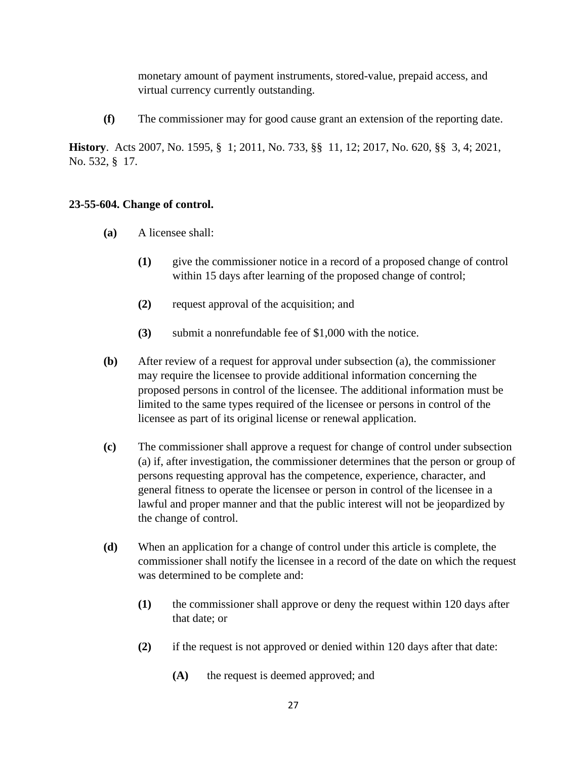monetary amount of payment instruments, stored-value, prepaid access, and virtual currency currently outstanding.

**(f)** The commissioner may for good cause grant an extension of the reporting date.

**History**. Acts 2007, No. 1595, § 1; 2011, No. 733, §§ 11, 12; 2017, No. 620, §§ 3, 4; 2021, No. 532, § 17.

**23-55-604. Change of control.**

**(a)** A licensee shall:

**(1)** give the commissioner notice in a record of a proposed change of control within 15 days after learning of the proposed change of control;

**(2)** request approval of the acquisition; and

**(3)** submit a nonrefundable fee of $1,000 with the notice.

**(b)** After review of a request for approval under subsection (a), the commissioner may require the licensee to provide additional information concerning the proposed persons in control of the licensee. The additional information must be limited to the same types required of the licensee or persons in control of the licensee as part of its original license or renewal application.

**(c)** The commissioner shall approve a request for change of control under subsection (a) if, after investigation, the commissioner determines that the person or group of persons requesting approval has the competence, experience, character, and general fitness to operate the licensee or person in control of the licensee in a lawful and proper manner and that the public interest will not be jeopardized by the change of control.

**(d)** When an application for a change of control under this article is complete, the commissioner shall notify the licensee in a record of the date on which the request was determined to be complete and:

**(1)** the commissioner shall approve or deny the request within 120 days after that date; or

**(2)** if the request is not approved or denied within 120 days after that date:

**(A)** the request is deemed approved; and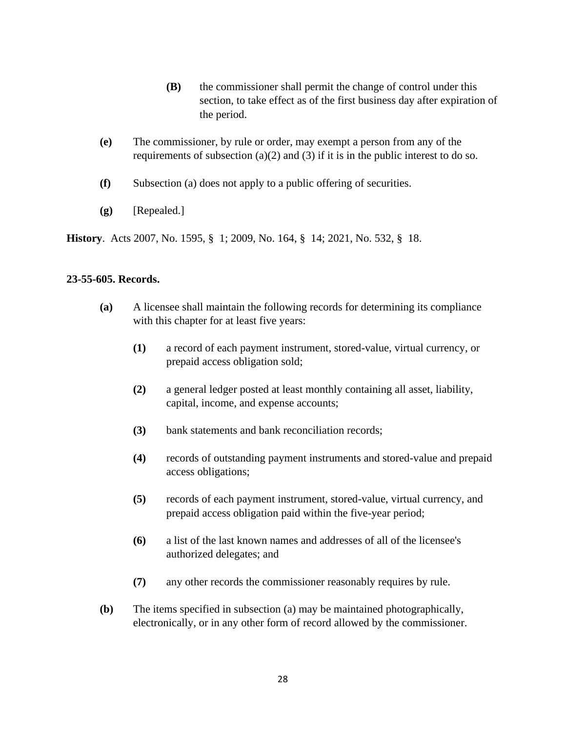**(B)** the commissioner shall permit the change of control under this section, to take effect as of the first business day after expiration of the period.

**(e)** The commissioner, by rule or order, may exempt a person from any of the requirements of subsection (a)(2) and (3) if it is in the public interest to do so.

**(f)** Subsection (a) does not apply to a public offering of securities.

**(g)** [Repealed.]

**History**. Acts 2007, No. 1595, § 1; 2009, No. 164, § 14; 2021, No. 532, § 18.

### 23-55-605. Records.

**(a)** A licensee shall maintain the following records for determining its compliance with this chapter for at least five years:

**(1)** a record of each payment instrument, stored-value, virtual currency, or prepaid access obligation sold;

**(2)** a general ledger posted at least monthly containing all asset, liability, capital, income, and expense accounts;

**(3)** bank statements and bank reconciliation records;

**(4)** records of outstanding payment instruments and stored-value and prepaid access obligations;

**(5)** records of each payment instrument, stored-value, virtual currency, and prepaid access obligation paid within the five-year period;

**(6)** a list of the last known names and addresses of all of the licensee's authorized delegates; and

**(7)** any other records the commissioner reasonably requires by rule.

**(b)** The items specified in subsection (a) may be maintained photographically, electronically, or in any other form of record allowed by the commissioner.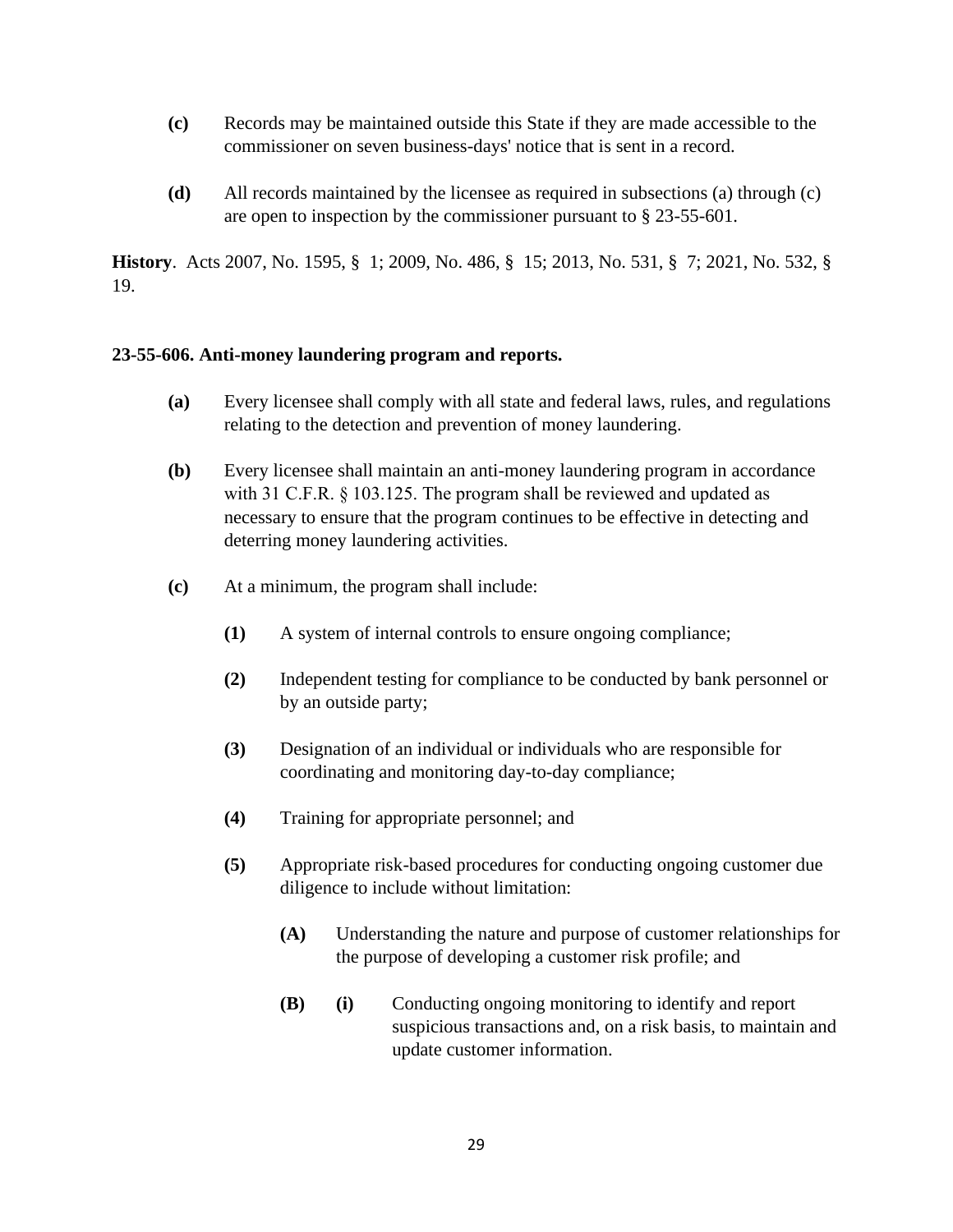**(c)** Records may be maintained outside this State if they are made accessible to the commissioner on seven business-days' notice that is sent in a record.

**(d)** All records maintained by the licensee as required in subsections (a) through (c) are open to inspection by the commissioner pursuant to § 23-55-601.

**History**. Acts 2007, No. 1595, § 1; 2009, No. 486, § 15; 2013, No. 531, § 7; 2021, No. 532, § 19.

### 23-55-606. Anti-money laundering program and reports.

**(a)** Every licensee shall comply with all state and federal laws, rules, and regulations relating to the detection and prevention of money laundering.

**(b)** Every licensee shall maintain an anti-money laundering program in accordance with 31 C.F.R. § 103.125. The program shall be reviewed and updated as necessary to ensure that the program continues to be effective in detecting and deterring money laundering activities.

**(c)** At a minimum, the program shall include:

> **(1)** A system of internal controls to ensure ongoing compliance;
>
> **(2)** Independent testing for compliance to be conducted by bank personnel or by an outside party;
>
> **(3)** Designation of an individual or individuals who are responsible for coordinating and monitoring day-to-day compliance;
>
> **(4)** Training for appropriate personnel; and
>
> **(5)** Appropriate risk-based procedures for conducting ongoing customer due diligence to include without limitation:
>
> > **(A)** Understanding the nature and purpose of customer relationships for the purpose of developing a customer risk profile; and
> >
> > **(B)** **(i)** Conducting ongoing monitoring to identify and report suspicious transactions and, on a risk basis, to maintain and update customer information.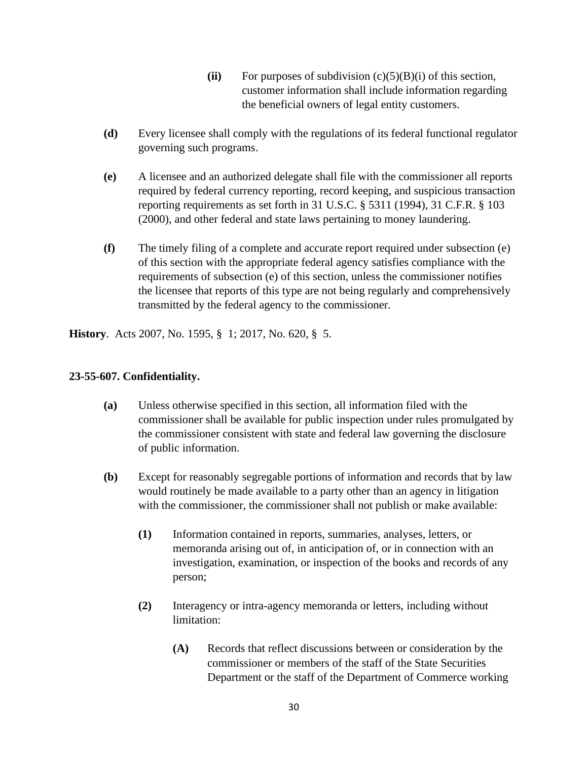**(ii)** For purposes of subdivision (c)(5)(B)(i) of this section, customer information shall include information regarding the beneficial owners of legal entity customers.

**(d)** Every licensee shall comply with the regulations of its federal functional regulator governing such programs.

**(e)** A licensee and an authorized delegate shall file with the commissioner all reports required by federal currency reporting, record keeping, and suspicious transaction reporting requirements as set forth in 31 U.S.C. § 5311 (1994), 31 C.F.R. § 103 (2000), and other federal and state laws pertaining to money laundering.

**(f)** The timely filing of a complete and accurate report required under subsection (e) of this section with the appropriate federal agency satisfies compliance with the requirements of subsection (e) of this section, unless the commissioner notifies the licensee that reports of this type are not being regularly and comprehensively transmitted by the federal agency to the commissioner.

**History**. Acts 2007, No. 1595, § 1; 2017, No. 620, § 5.

**23-55-607. Confidentiality.**

**(a)** Unless otherwise specified in this section, all information filed with the commissioner shall be available for public inspection under rules promulgated by the commissioner consistent with state and federal law governing the disclosure of public information.

**(b)** Except for reasonably segregable portions of information and records that by law would routinely be made available to a party other than an agency in litigation with the commissioner, the commissioner shall not publish or make available:

**(1)** Information contained in reports, summaries, analyses, letters, or memoranda arising out of, in anticipation of, or in connection with an investigation, examination, or inspection of the books and records of any person;

**(2)** Interagency or intra-agency memoranda or letters, including without limitation:

**(A)** Records that reflect discussions between or consideration by the commissioner or members of the staff of the State Securities Department or the staff of the Department of Commerce working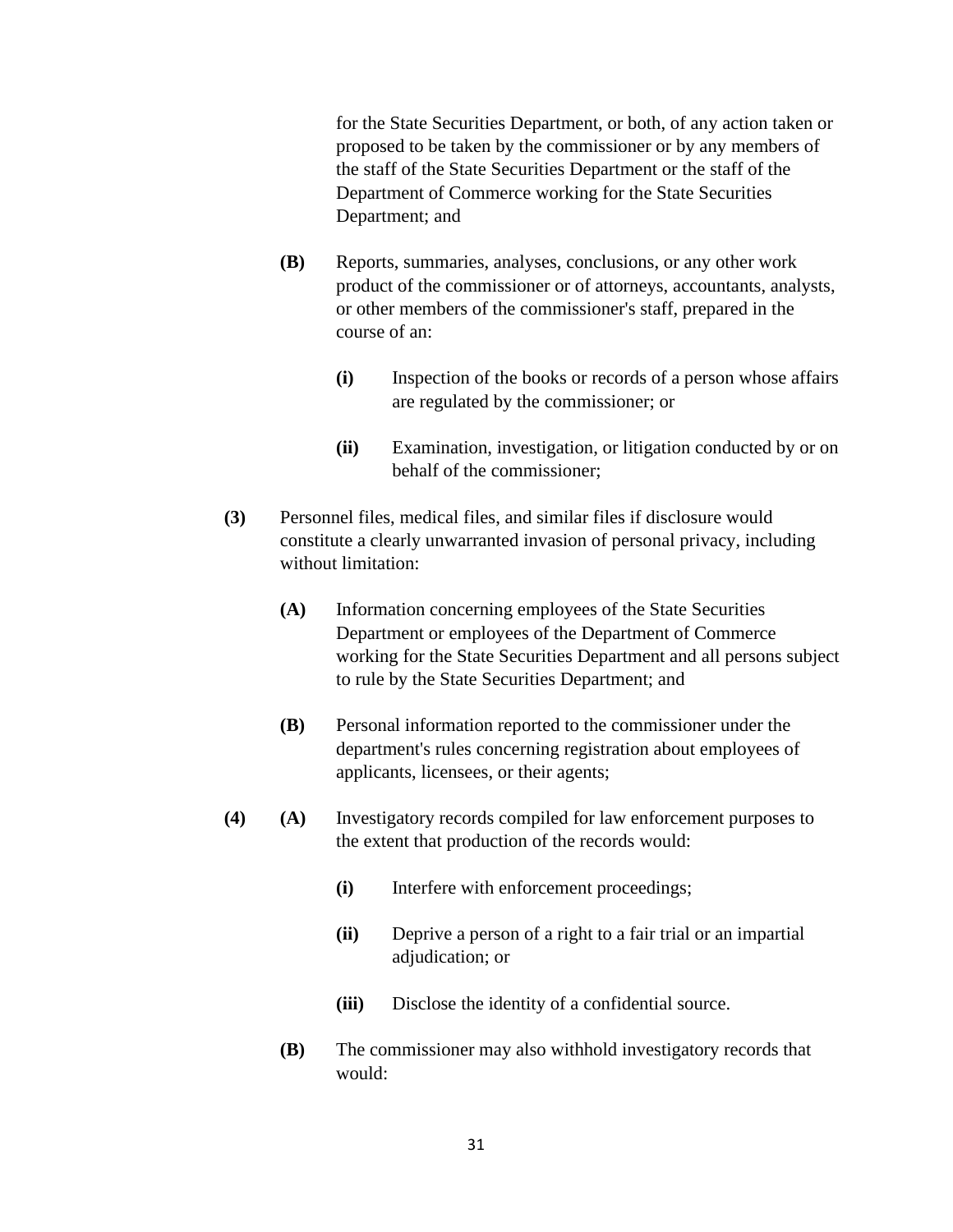for the State Securities Department, or both, of any action taken or proposed to be taken by the commissioner or by any members of the staff of the State Securities Department or the staff of the Department of Commerce working for the State Securities Department; and

**(B)** Reports, summaries, analyses, conclusions, or any other work product of the commissioner or of attorneys, accountants, analysts, or other members of the commissioner's staff, prepared in the course of an:

**(i)** Inspection of the books or records of a person whose affairs are regulated by the commissioner; or

**(ii)** Examination, investigation, or litigation conducted by or on behalf of the commissioner;

**(3)** Personnel files, medical files, and similar files if disclosure would constitute a clearly unwarranted invasion of personal privacy, including without limitation:

**(A)** Information concerning employees of the State Securities Department or employees of the Department of Commerce working for the State Securities Department and all persons subject to rule by the State Securities Department; and

**(B)** Personal information reported to the commissioner under the department's rules concerning registration about employees of applicants, licensees, or their agents;

**(4)** **(A)** Investigatory records compiled for law enforcement purposes to the extent that production of the records would:

**(i)** Interfere with enforcement proceedings;

**(ii)** Deprive a person of a right to a fair trial or an impartial adjudication; or

**(iii)** Disclose the identity of a confidential source.

**(B)** The commissioner may also withhold investigatory records that would: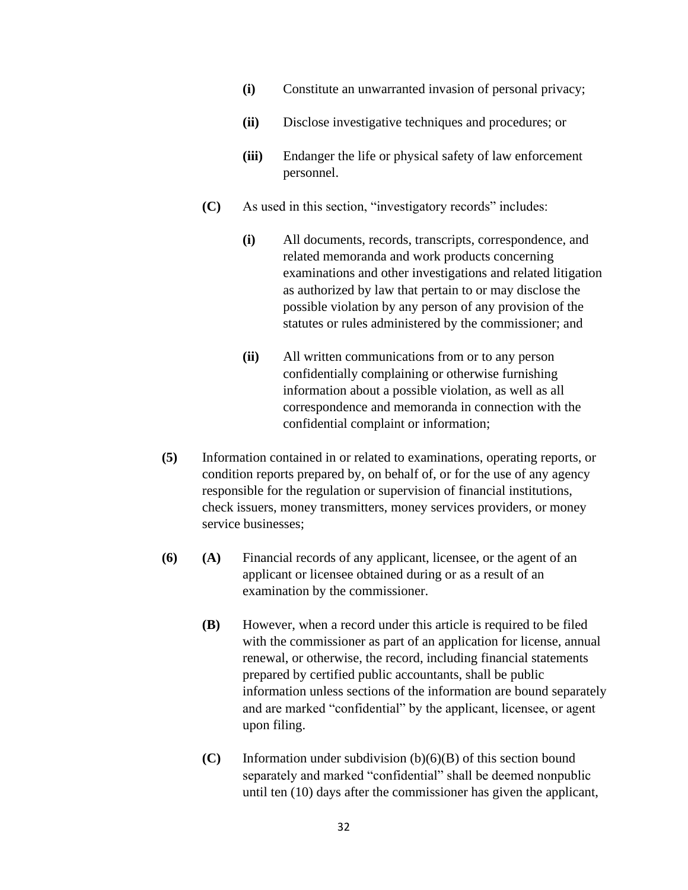- **(i)** Constitute an unwarranted invasion of personal privacy;

- **(ii)** Disclose investigative techniques and procedures; or

- **(iii)** Endanger the life or physical safety of law enforcement personnel.

**(C)** As used in this section, "investigatory records" includes:

- **(i)** All documents, records, transcripts, correspondence, and related memoranda and work products concerning examinations and other investigations and related litigation as authorized by law that pertain to or may disclose the possible violation by any person of any provision of the statutes or rules administered by the commissioner; and

- **(ii)** All written communications from or to any person confidentially complaining or otherwise furnishing information about a possible violation, as well as all correspondence and memoranda in connection with the confidential complaint or information;

**(5)** Information contained in or related to examinations, operating reports, or condition reports prepared by, on behalf of, or for the use of any agency responsible for the regulation or supervision of financial institutions, check issuers, money transmitters, money services providers, or money service businesses;

**(6)** **(A)** Financial records of any applicant, licensee, or the agent of an applicant or licensee obtained during or as a result of an examination by the commissioner.

**(B)** However, when a record under this article is required to be filed with the commissioner as part of an application for license, annual renewal, or otherwise, the record, including financial statements prepared by certified public accountants, shall be public information unless sections of the information are bound separately and are marked "confidential" by the applicant, licensee, or agent upon filing.

**(C)** Information under subdivision (b)(6)(B) of this section bound separately and marked "confidential" shall be deemed nonpublic until ten (10) days after the commissioner has given the applicant,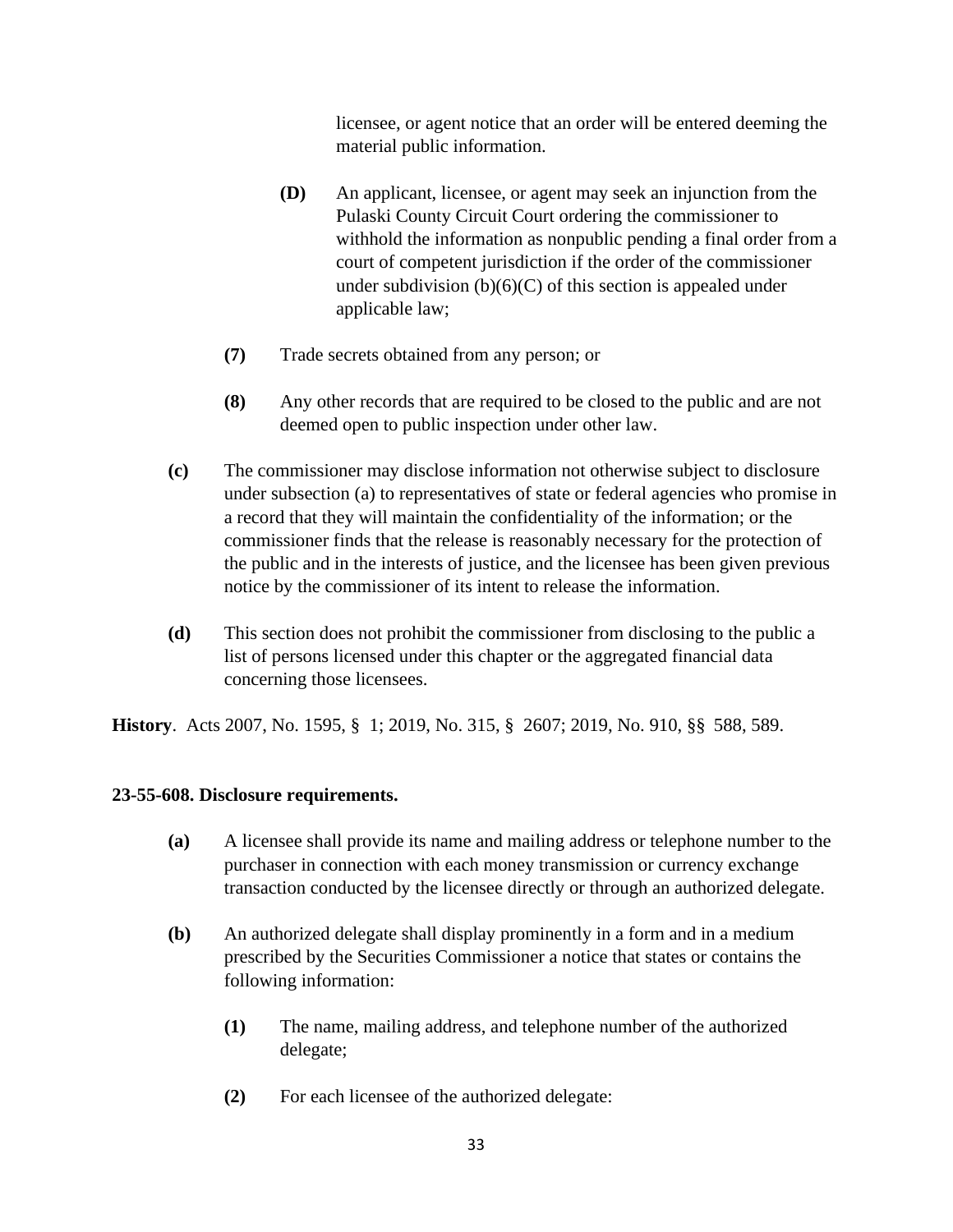licensee, or agent notice that an order will be entered deeming the material public information.

**(D)** An applicant, licensee, or agent may seek an injunction from the Pulaski County Circuit Court ordering the commissioner to withhold the information as nonpublic pending a final order from a court of competent jurisdiction if the order of the commissioner under subdivision (b)(6)(C) of this section is appealed under applicable law;

**(7)** Trade secrets obtained from any person; or

**(8)** Any other records that are required to be closed to the public and are not deemed open to public inspection under other law.

**(c)** The commissioner may disclose information not otherwise subject to disclosure under subsection (a) to representatives of state or federal agencies who promise in a record that they will maintain the confidentiality of the information; or the commissioner finds that the release is reasonably necessary for the protection of the public and in the interests of justice, and the licensee has been given previous notice by the commissioner of its intent to release the information.

**(d)** This section does not prohibit the commissioner from disclosing to the public a list of persons licensed under this chapter or the aggregated financial data concerning those licensees.

**History**. Acts 2007, No. 1595, § 1; 2019, No. 315, § 2607; 2019, No. 910, §§ 588, 589.

**23-55-608. Disclosure requirements.**

**(a)** A licensee shall provide its name and mailing address or telephone number to the purchaser in connection with each money transmission or currency exchange transaction conducted by the licensee directly or through an authorized delegate.

**(b)** An authorized delegate shall display prominently in a form and in a medium prescribed by the Securities Commissioner a notice that states or contains the following information:

**(1)** The name, mailing address, and telephone number of the authorized delegate;

**(2)** For each licensee of the authorized delegate: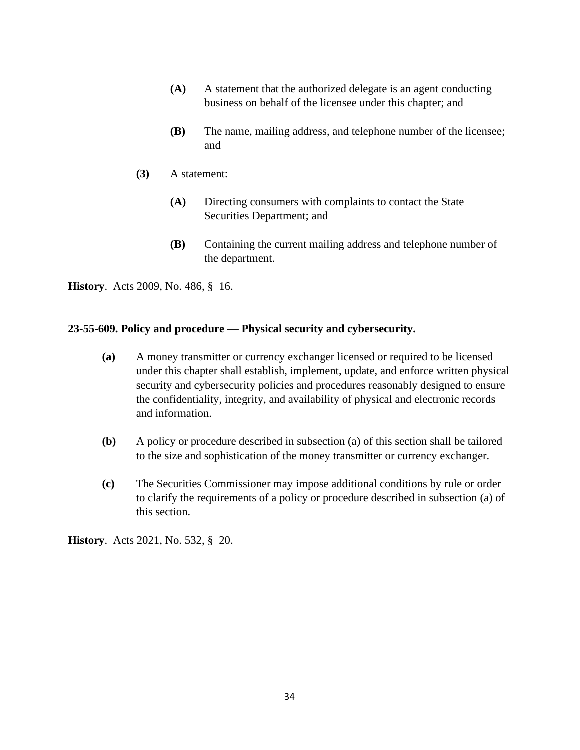- **(A)** A statement that the authorized delegate is an agent conducting business on behalf of the licensee under this chapter; and

- **(B)** The name, mailing address, and telephone number of the licensee; and

**(3)** A statement:

- **(A)** Directing consumers with complaints to contact the State Securities Department; and

- **(B)** Containing the current mailing address and telephone number of the department.

**History**. Acts 2009, No. 486, § 16.

### 23-55-609. Policy and procedure — Physical security and cybersecurity.

**(a)** A money transmitter or currency exchanger licensed or required to be licensed under this chapter shall establish, implement, update, and enforce written physical security and cybersecurity policies and procedures reasonably designed to ensure the confidentiality, integrity, and availability of physical and electronic records and information.

**(b)** A policy or procedure described in subsection (a) of this section shall be tailored to the size and sophistication of the money transmitter or currency exchanger.

**(c)** The Securities Commissioner may impose additional conditions by rule or order to clarify the requirements of a policy or procedure described in subsection (a) of this section.

**History**. Acts 2021, No. 532, § 20.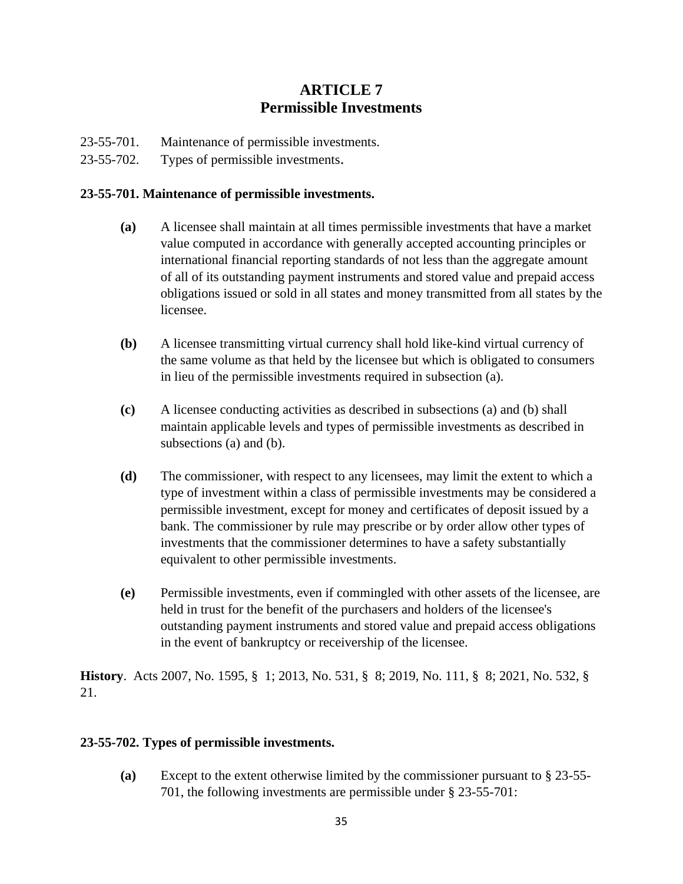# ARTICLE 7
# Permissible Investments

23-55-701. Maintenance of permissible investments.
23-55-702. Types of permissible investments.

**23-55-701. Maintenance of permissible investments.**

**(a)** A licensee shall maintain at all times permissible investments that have a market value computed in accordance with generally accepted accounting principles or international financial reporting standards of not less than the aggregate amount of all of its outstanding payment instruments and stored value and prepaid access obligations issued or sold in all states and money transmitted from all states by the licensee.

**(b)** A licensee transmitting virtual currency shall hold like-kind virtual currency of the same volume as that held by the licensee but which is obligated to consumers in lieu of the permissible investments required in subsection (a).

**(c)** A licensee conducting activities as described in subsections (a) and (b) shall maintain applicable levels and types of permissible investments as described in subsections (a) and (b).

**(d)** The commissioner, with respect to any licensees, may limit the extent to which a type of investment within a class of permissible investments may be considered a permissible investment, except for money and certificates of deposit issued by a bank. The commissioner by rule may prescribe or by order allow other types of investments that the commissioner determines to have a safety substantially equivalent to other permissible investments.

**(e)** Permissible investments, even if commingled with other assets of the licensee, are held in trust for the benefit of the purchasers and holders of the licensee's outstanding payment instruments and stored value and prepaid access obligations in the event of bankruptcy or receivership of the licensee.

**History**. Acts 2007, No. 1595, § 1; 2013, No. 531, § 8; 2019, No. 111, § 8; 2021, No. 532, § 21.

**23-55-702. Types of permissible investments.**

**(a)** Except to the extent otherwise limited by the commissioner pursuant to § 23-55-701, the following investments are permissible under § 23-55-701: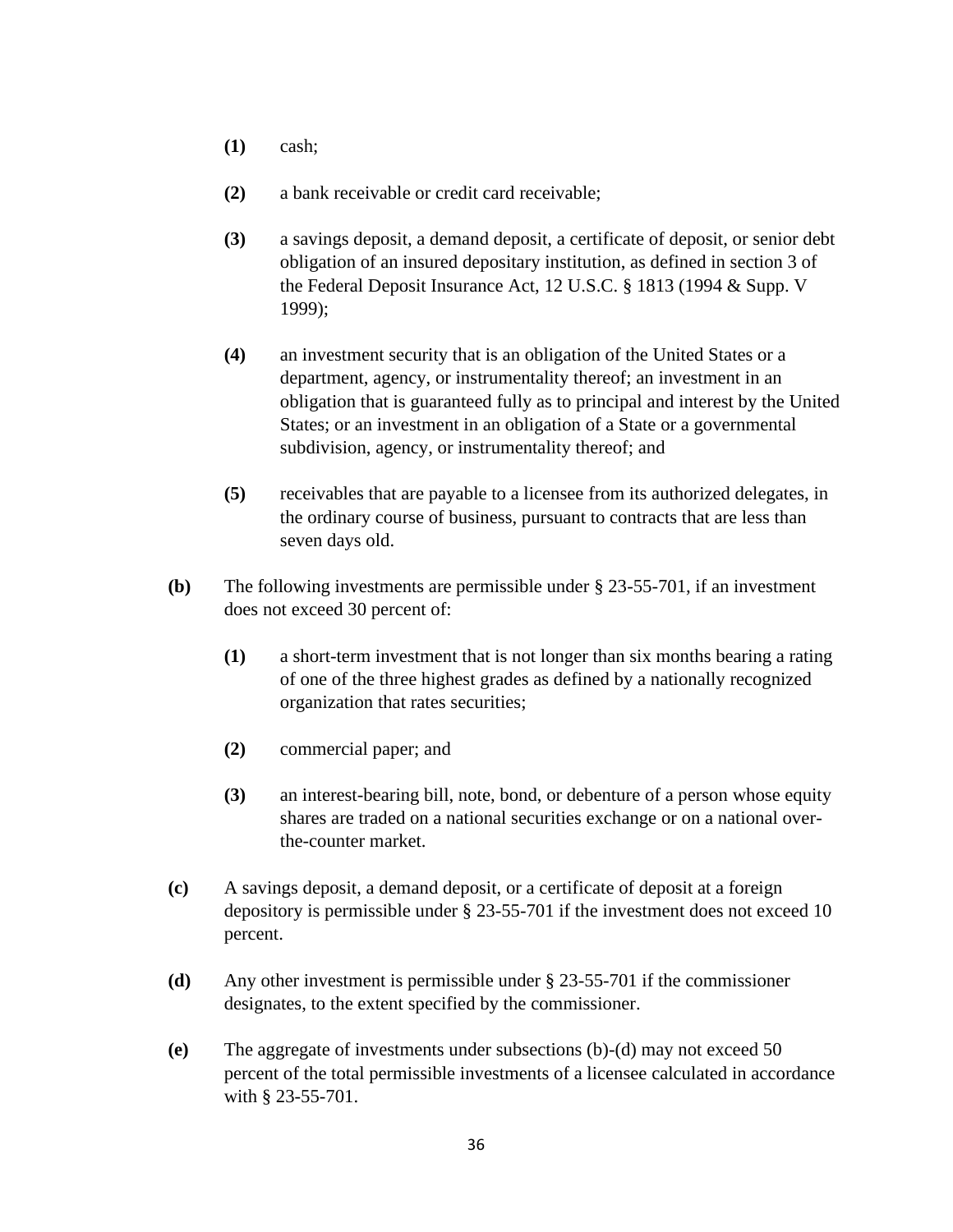- **(1)** cash;

- **(2)** a bank receivable or credit card receivable;

- **(3)** a savings deposit, a demand deposit, a certificate of deposit, or senior debt obligation of an insured depositary institution, as defined in section 3 of the Federal Deposit Insurance Act, 12 U.S.C. § 1813 (1994 & Supp. V 1999);

- **(4)** an investment security that is an obligation of the United States or a department, agency, or instrumentality thereof; an investment in an obligation that is guaranteed fully as to principal and interest by the United States; or an investment in an obligation of a State or a governmental subdivision, agency, or instrumentality thereof; and

- **(5)** receivables that are payable to a licensee from its authorized delegates, in the ordinary course of business, pursuant to contracts that are less than seven days old.

**(b)** The following investments are permissible under § 23-55-701, if an investment does not exceed 30 percent of:

- **(1)** a short-term investment that is not longer than six months bearing a rating of one of the three highest grades as defined by a nationally recognized organization that rates securities;

- **(2)** commercial paper; and

- **(3)** an interest-bearing bill, note, bond, or debenture of a person whose equity shares are traded on a national securities exchange or on a national over-the-counter market.

**(c)** A savings deposit, a demand deposit, or a certificate of deposit at a foreign depository is permissible under § 23-55-701 if the investment does not exceed 10 percent.

**(d)** Any other investment is permissible under § 23-55-701 if the commissioner designates, to the extent specified by the commissioner.

**(e)** The aggregate of investments under subsections (b)-(d) may not exceed 50 percent of the total permissible investments of a licensee calculated in accordance with § 23-55-701.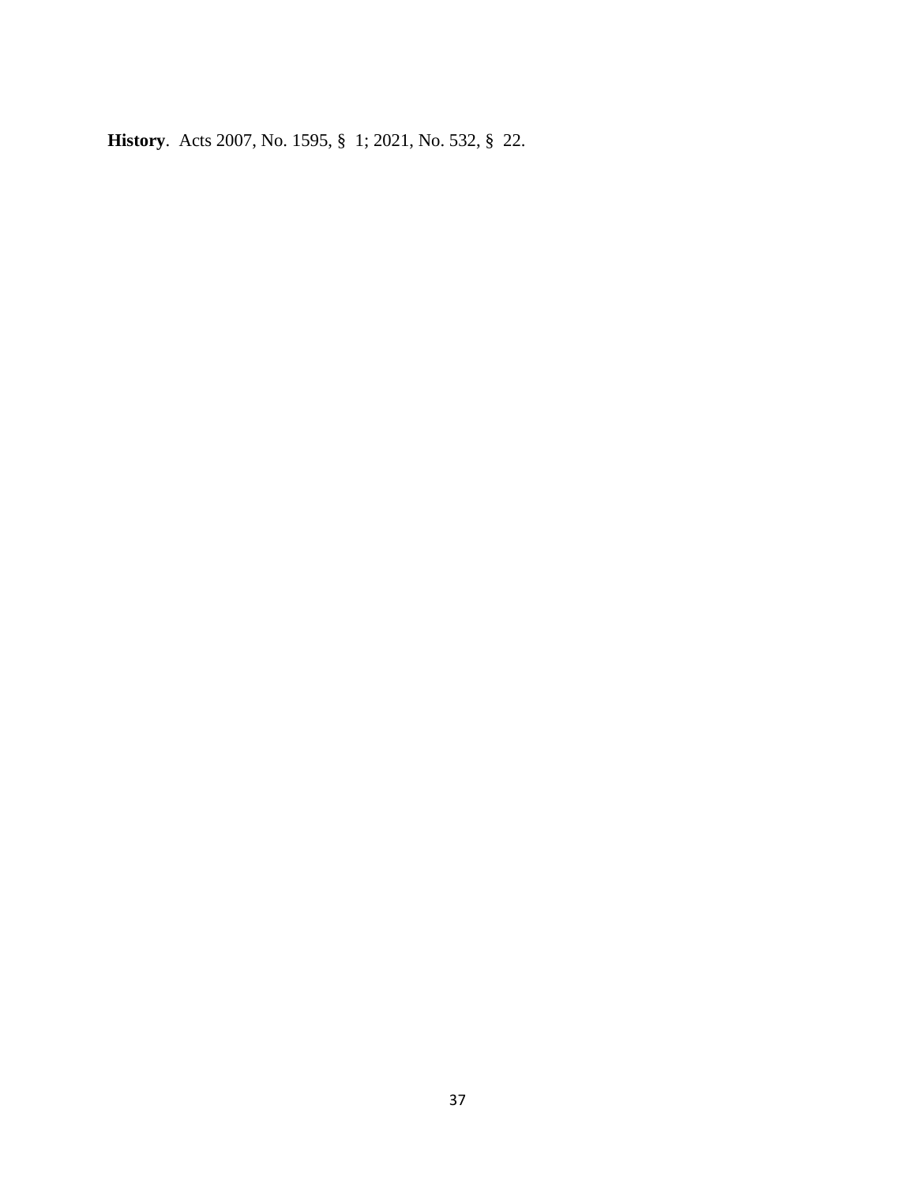**History**. Acts 2007, No. 1595, § 1; 2021, No. 532, § 22.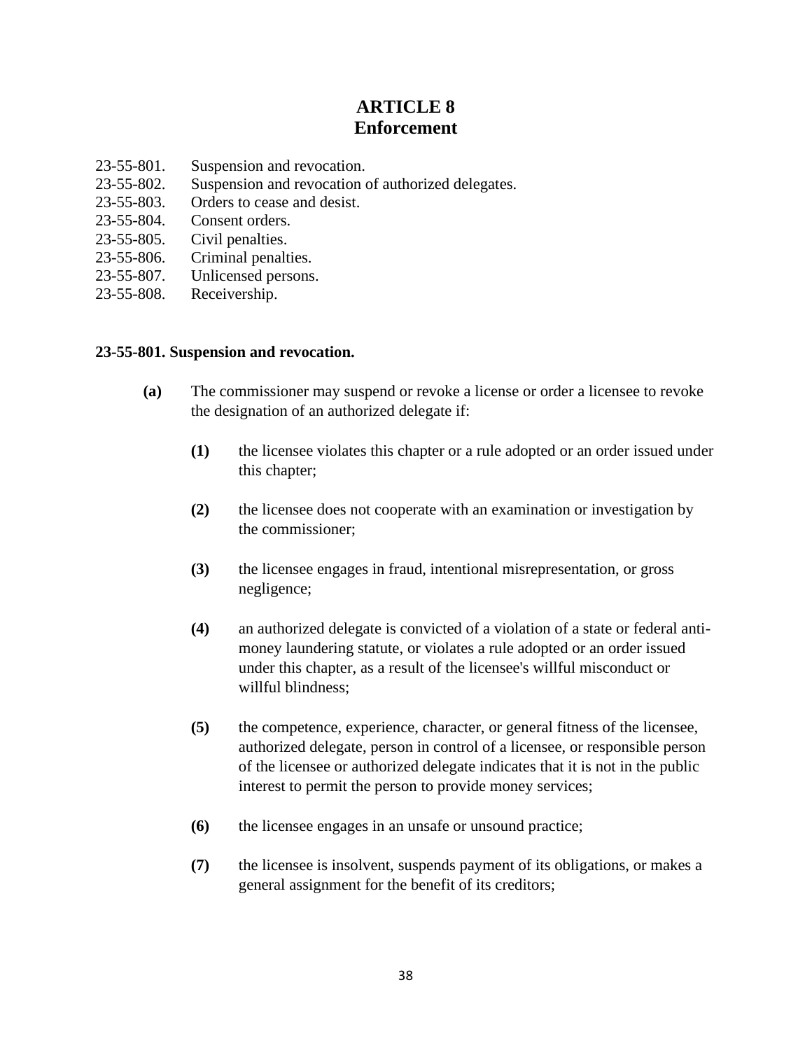# ARTICLE 8
# Enforcement

23-55-801. Suspension and revocation.
23-55-802. Suspension and revocation of authorized delegates.
23-55-803. Orders to cease and desist.
23-55-804. Consent orders.
23-55-805. Civil penalties.
23-55-806. Criminal penalties.
23-55-807. Unlicensed persons.
23-55-808. Receivership.

### 23-55-801. Suspension and revocation.

**(a)** The commissioner may suspend or revoke a license or order a licensee to revoke the designation of an authorized delegate if:

**(1)** the licensee violates this chapter or a rule adopted or an order issued under this chapter;

**(2)** the licensee does not cooperate with an examination or investigation by the commissioner;

**(3)** the licensee engages in fraud, intentional misrepresentation, or gross negligence;

**(4)** an authorized delegate is convicted of a violation of a state or federal anti-money laundering statute, or violates a rule adopted or an order issued under this chapter, as a result of the licensee's willful misconduct or willful blindness;

**(5)** the competence, experience, character, or general fitness of the licensee, authorized delegate, person in control of a licensee, or responsible person of the licensee or authorized delegate indicates that it is not in the public interest to permit the person to provide money services;

**(6)** the licensee engages in an unsafe or unsound practice;

**(7)** the licensee is insolvent, suspends payment of its obligations, or makes a general assignment for the benefit of its creditors;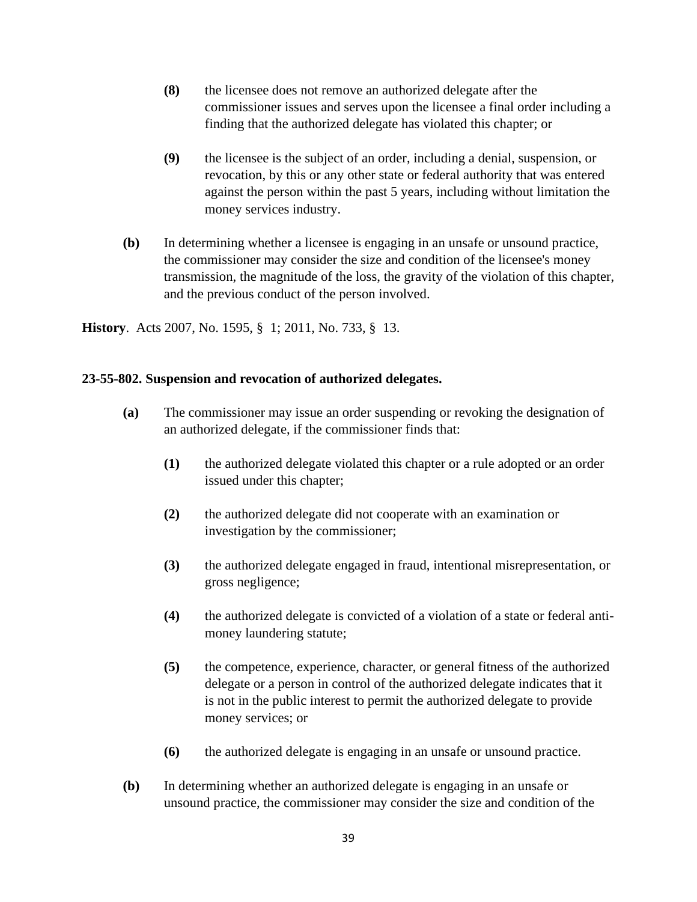**(8)** the licensee does not remove an authorized delegate after the commissioner issues and serves upon the licensee a final order including a finding that the authorized delegate has violated this chapter; or

**(9)** the licensee is the subject of an order, including a denial, suspension, or revocation, by this or any other state or federal authority that was entered against the person within the past 5 years, including without limitation the money services industry.

**(b)** In determining whether a licensee is engaging in an unsafe or unsound practice, the commissioner may consider the size and condition of the licensee's money transmission, the magnitude of the loss, the gravity of the violation of this chapter, and the previous conduct of the person involved.

**History**. Acts 2007, No. 1595, § 1; 2011, No. 733, § 13.

### 23-55-802. Suspension and revocation of authorized delegates.

**(a)** The commissioner may issue an order suspending or revoking the designation of an authorized delegate, if the commissioner finds that:

**(1)** the authorized delegate violated this chapter or a rule adopted or an order issued under this chapter;

**(2)** the authorized delegate did not cooperate with an examination or investigation by the commissioner;

**(3)** the authorized delegate engaged in fraud, intentional misrepresentation, or gross negligence;

**(4)** the authorized delegate is convicted of a violation of a state or federal anti-money laundering statute;

**(5)** the competence, experience, character, or general fitness of the authorized delegate or a person in control of the authorized delegate indicates that it is not in the public interest to permit the authorized delegate to provide money services; or

**(6)** the authorized delegate is engaging in an unsafe or unsound practice.

**(b)** In determining whether an authorized delegate is engaging in an unsafe or unsound practice, the commissioner may consider the size and condition of the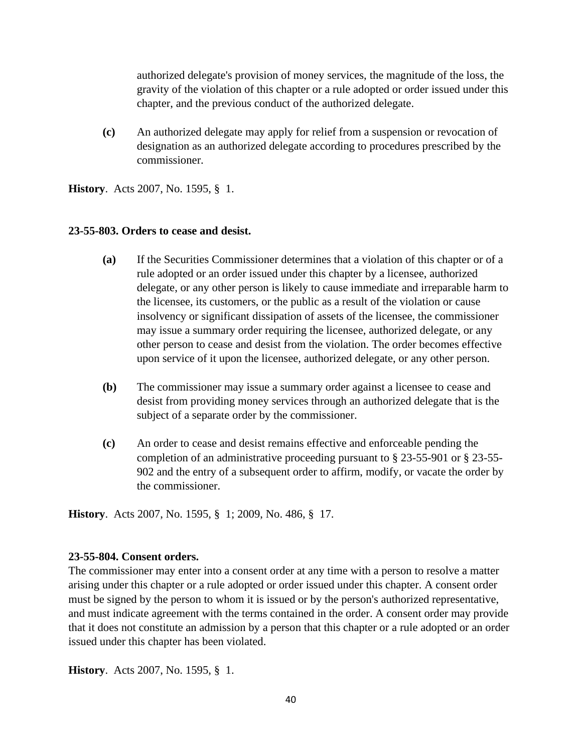authorized delegate's provision of money services, the magnitude of the loss, the gravity of the violation of this chapter or a rule adopted or order issued under this chapter, and the previous conduct of the authorized delegate.

**(c)** An authorized delegate may apply for relief from a suspension or revocation of designation as an authorized delegate according to procedures prescribed by the commissioner.

**History**. Acts 2007, No. 1595, § 1.

**23-55-803. Orders to cease and desist.**

**(a)** If the Securities Commissioner determines that a violation of this chapter or of a rule adopted or an order issued under this chapter by a licensee, authorized delegate, or any other person is likely to cause immediate and irreparable harm to the licensee, its customers, or the public as a result of the violation or cause insolvency or significant dissipation of assets of the licensee, the commissioner may issue a summary order requiring the licensee, authorized delegate, or any other person to cease and desist from the violation. The order becomes effective upon service of it upon the licensee, authorized delegate, or any other person.

**(b)** The commissioner may issue a summary order against a licensee to cease and desist from providing money services through an authorized delegate that is the subject of a separate order by the commissioner.

**(c)** An order to cease and desist remains effective and enforceable pending the completion of an administrative proceeding pursuant to § 23-55-901 or § 23-55-902 and the entry of a subsequent order to affirm, modify, or vacate the order by the commissioner.

**History**. Acts 2007, No. 1595, § 1; 2009, No. 486, § 17.

**23-55-804. Consent orders.**

The commissioner may enter into a consent order at any time with a person to resolve a matter arising under this chapter or a rule adopted or order issued under this chapter. A consent order must be signed by the person to whom it is issued or by the person's authorized representative, and must indicate agreement with the terms contained in the order. A consent order may provide that it does not constitute an admission by a person that this chapter or a rule adopted or an order issued under this chapter has been violated.

**History**. Acts 2007, No. 1595, § 1.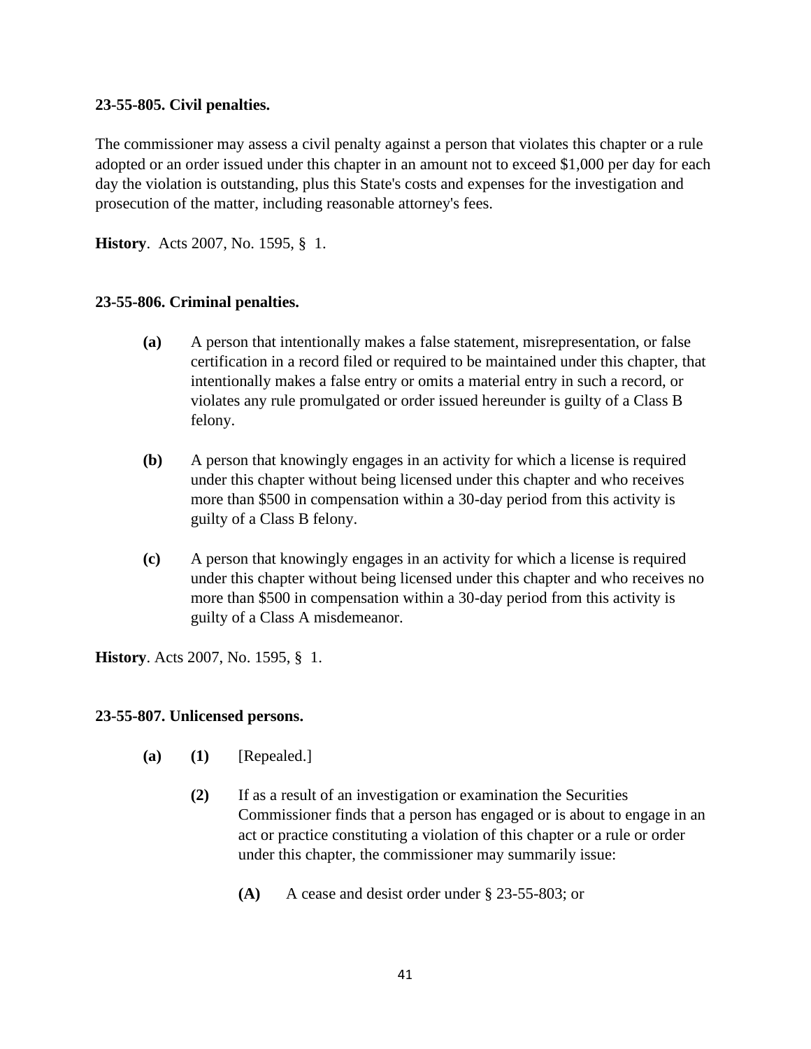**23-55-805. Civil penalties.**

The commissioner may assess a civil penalty against a person that violates this chapter or a rule adopted or an order issued under this chapter in an amount not to exceed $1,000 per day for each day the violation is outstanding, plus this State's costs and expenses for the investigation and prosecution of the matter, including reasonable attorney's fees.

**History**. Acts 2007, No. 1595, § 1.

**23-55-806. Criminal penalties.**

**(a)** A person that intentionally makes a false statement, misrepresentation, or false certification in a record filed or required to be maintained under this chapter, that intentionally makes a false entry or omits a material entry in such a record, or violates any rule promulgated or order issued hereunder is guilty of a Class B felony.

**(b)** A person that knowingly engages in an activity for which a license is required under this chapter without being licensed under this chapter and who receives more than $500 in compensation within a 30-day period from this activity is guilty of a Class B felony.

**(c)** A person that knowingly engages in an activity for which a license is required under this chapter without being licensed under this chapter and who receives no more than $500 in compensation within a 30-day period from this activity is guilty of a Class A misdemeanor.

**History**. Acts 2007, No. 1595, § 1.

**23-55-807. Unlicensed persons.**

**(a)** **(1)** [Repealed.]

**(2)** If as a result of an investigation or examination the Securities Commissioner finds that a person has engaged or is about to engage in an act or practice constituting a violation of this chapter or a rule or order under this chapter, the commissioner may summarily issue:

**(A)** A cease and desist order under § 23-55-803; or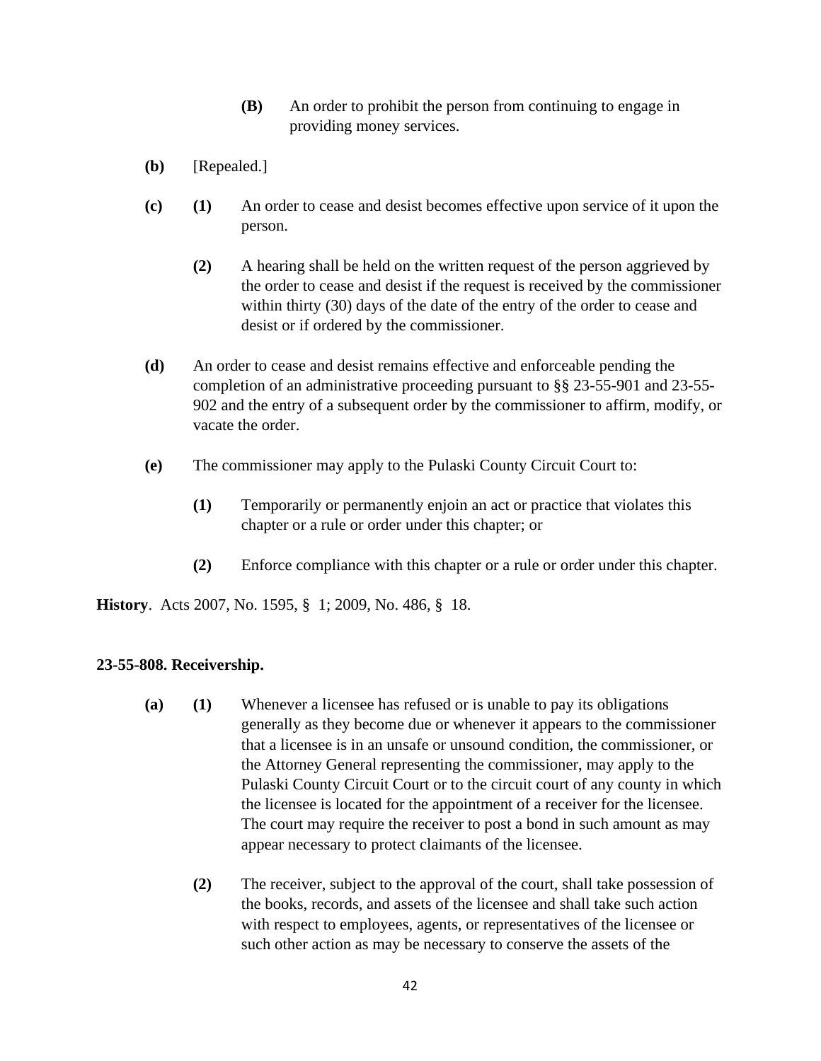**(B)** An order to prohibit the person from continuing to engage in providing money services.

**(b)** [Repealed.]

**(c)** **(1)** An order to cease and desist becomes effective upon service of it upon the person.

**(2)** A hearing shall be held on the written request of the person aggrieved by the order to cease and desist if the request is received by the commissioner within thirty (30) days of the date of the entry of the order to cease and desist or if ordered by the commissioner.

**(d)** An order to cease and desist remains effective and enforceable pending the completion of an administrative proceeding pursuant to §§ 23-55-901 and 23-55-902 and the entry of a subsequent order by the commissioner to affirm, modify, or vacate the order.

**(e)** The commissioner may apply to the Pulaski County Circuit Court to:

**(1)** Temporarily or permanently enjoin an act or practice that violates this chapter or a rule or order under this chapter; or

**(2)** Enforce compliance with this chapter or a rule or order under this chapter.

**History**. Acts 2007, No. 1595, § 1; 2009, No. 486, § 18.

### 23-55-808. Receivership.

**(a)** **(1)** Whenever a licensee has refused or is unable to pay its obligations generally as they become due or whenever it appears to the commissioner that a licensee is in an unsafe or unsound condition, the commissioner, or the Attorney General representing the commissioner, may apply to the Pulaski County Circuit Court or to the circuit court of any county in which the licensee is located for the appointment of a receiver for the licensee. The court may require the receiver to post a bond in such amount as may appear necessary to protect claimants of the licensee.

**(2)** The receiver, subject to the approval of the court, shall take possession of the books, records, and assets of the licensee and shall take such action with respect to employees, agents, or representatives of the licensee or such other action as may be necessary to conserve the assets of the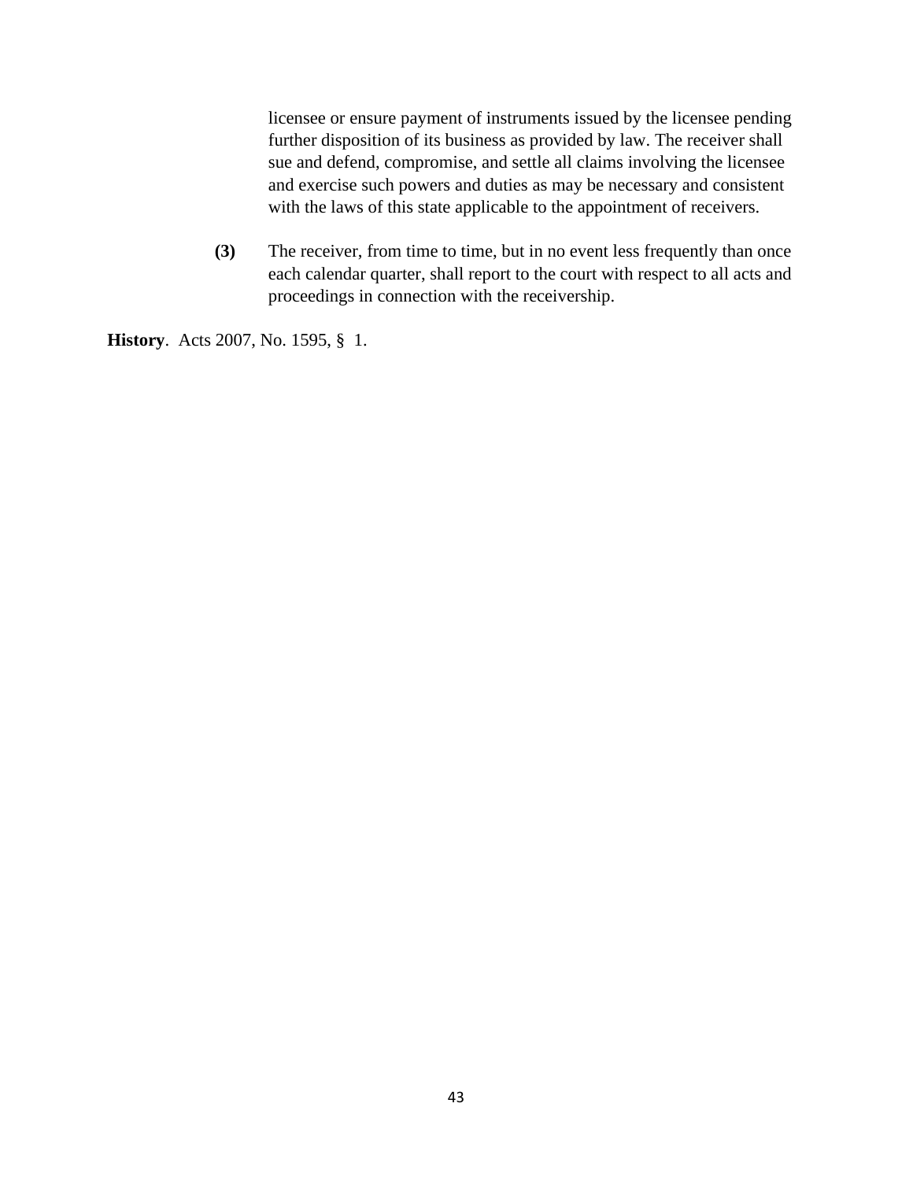licensee or ensure payment of instruments issued by the licensee pending further disposition of its business as provided by law. The receiver shall sue and defend, compromise, and settle all claims involving the licensee and exercise such powers and duties as may be necessary and consistent with the laws of this state applicable to the appointment of receivers.

**(3)** The receiver, from time to time, but in no event less frequently than once each calendar quarter, shall report to the court with respect to all acts and proceedings in connection with the receivership.

**History**. Acts 2007, No. 1595, § 1.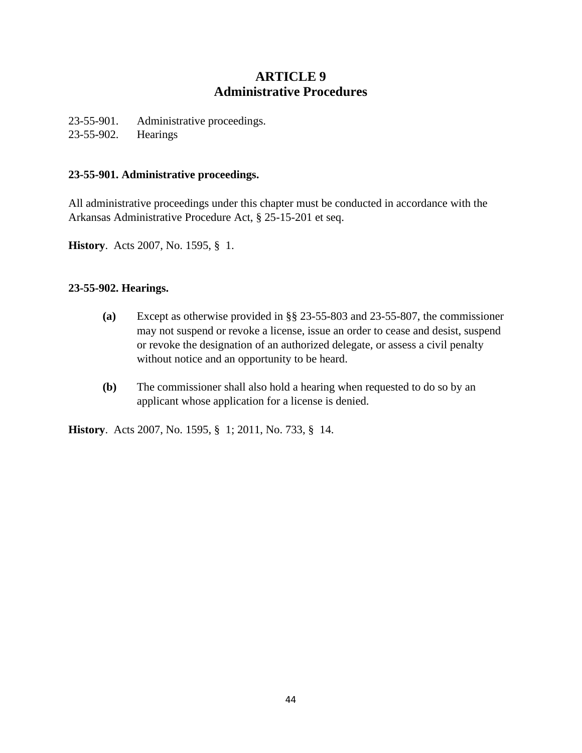# ARTICLE 9
## Administrative Procedures

23-55-901. Administrative proceedings.
23-55-902. Hearings

**23-55-901. Administrative proceedings.**

All administrative proceedings under this chapter must be conducted in accordance with the Arkansas Administrative Procedure Act, § 25-15-201 et seq.

**History**. Acts 2007, No. 1595, § 1.

**23-55-902. Hearings.**

**(a)** Except as otherwise provided in §§ 23-55-803 and 23-55-807, the commissioner may not suspend or revoke a license, issue an order to cease and desist, suspend or revoke the designation of an authorized delegate, or assess a civil penalty without notice and an opportunity to be heard.

**(b)** The commissioner shall also hold a hearing when requested to do so by an applicant whose application for a license is denied.

**History**. Acts 2007, No. 1595, § 1; 2011, No. 733, § 14.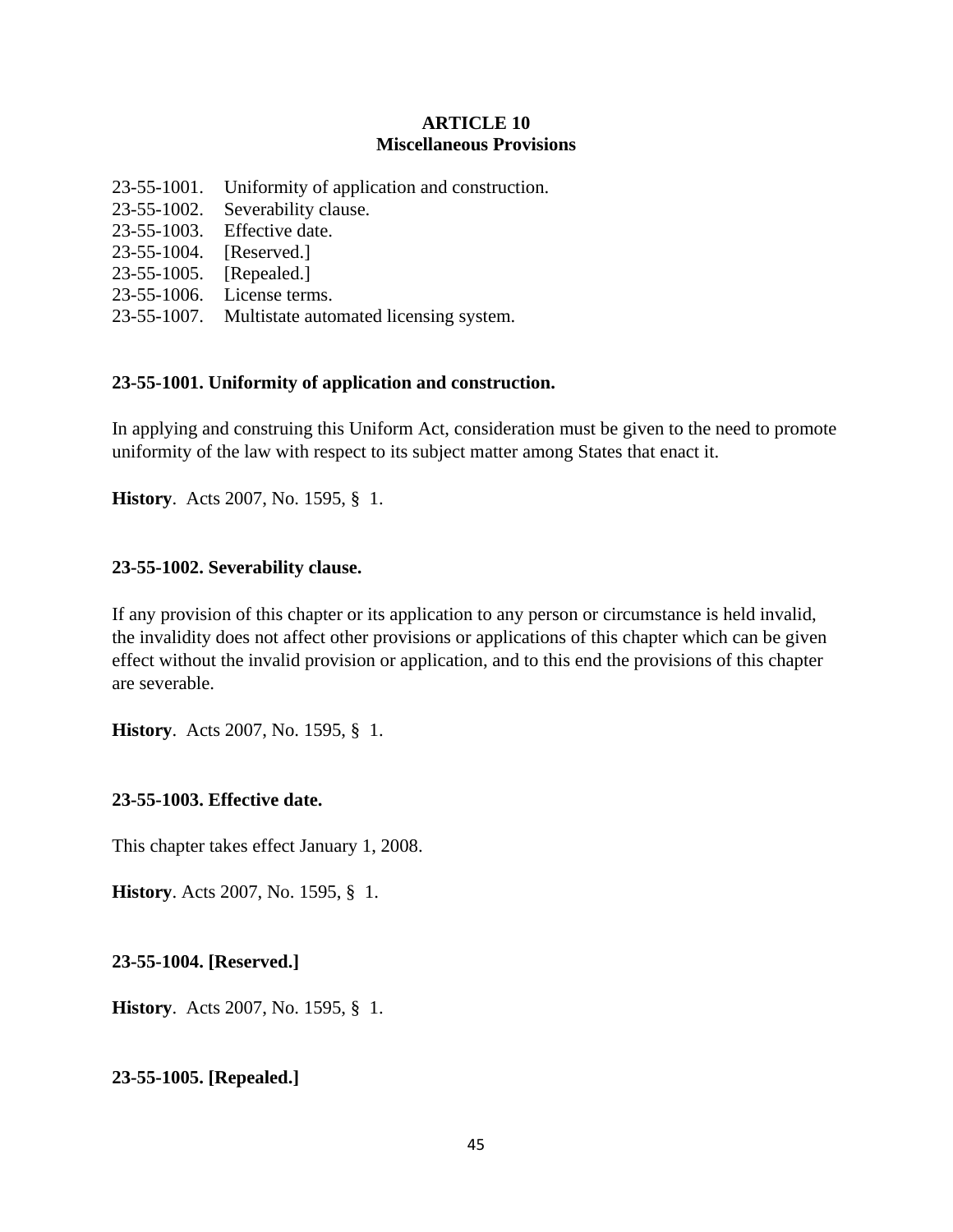## ARTICLE 10
## Miscellaneous Provisions

23-55-1001. Uniformity of application and construction.
23-55-1002. Severability clause.
23-55-1003. Effective date.
23-55-1004. [Reserved.]
23-55-1005. [Repealed.]
23-55-1006. License terms.
23-55-1007. Multistate automated licensing system.

**23-55-1001. Uniformity of application and construction.**

In applying and construing this Uniform Act, consideration must be given to the need to promote uniformity of the law with respect to its subject matter among States that enact it.

**History**. Acts 2007, No. 1595, § 1.

**23-55-1002. Severability clause.**

If any provision of this chapter or its application to any person or circumstance is held invalid, the invalidity does not affect other provisions or applications of this chapter which can be given effect without the invalid provision or application, and to this end the provisions of this chapter are severable.

**History**. Acts 2007, No. 1595, § 1.

**23-55-1003. Effective date.**

This chapter takes effect January 1, 2008.

**History**. Acts 2007, No. 1595, § 1.

**23-55-1004. [Reserved.]**

**History**. Acts 2007, No. 1595, § 1.

**23-55-1005. [Repealed.]**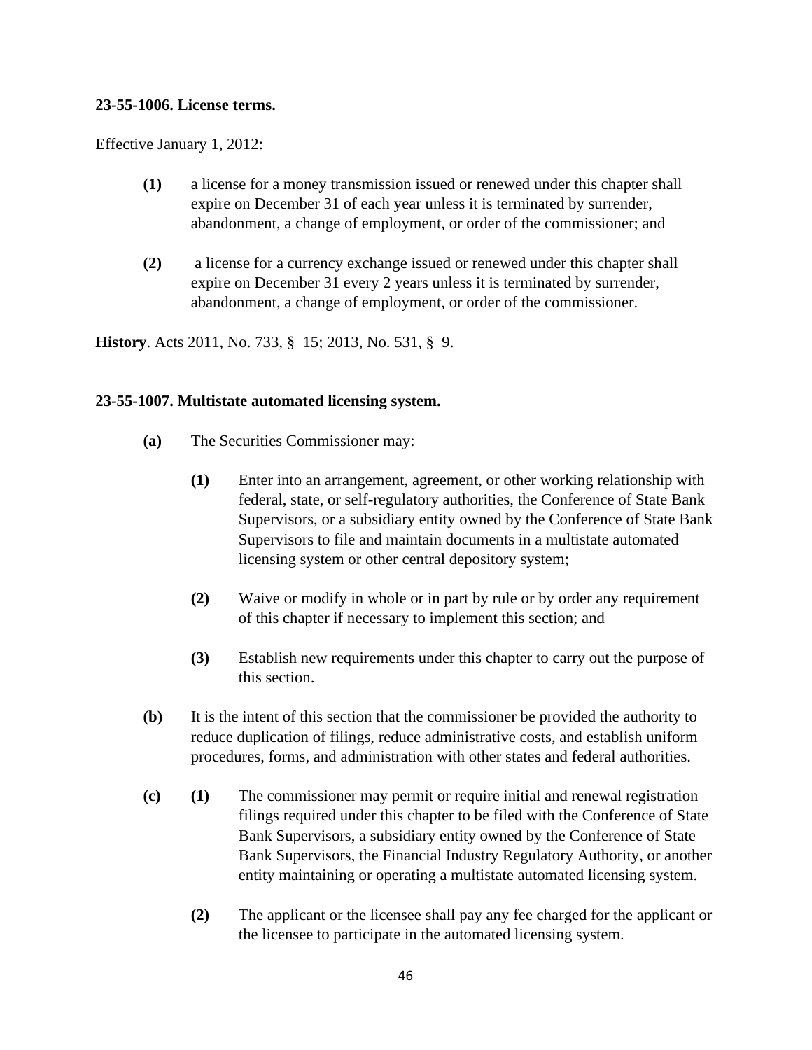**23-55-1006. License terms.**

Effective January 1, 2012:

**(1)** a license for a money transmission issued or renewed under this chapter shall expire on December 31 of each year unless it is terminated by surrender, abandonment, a change of employment, or order of the commissioner; and

**(2)** a license for a currency exchange issued or renewed under this chapter shall expire on December 31 every 2 years unless it is terminated by surrender, abandonment, a change of employment, or order of the commissioner.

**History**. Acts 2011, No. 733, § 15; 2013, No. 531, § 9.

**23-55-1007. Multistate automated licensing system.**

**(a)** The Securities Commissioner may:

**(1)** Enter into an arrangement, agreement, or other working relationship with federal, state, or self-regulatory authorities, the Conference of State Bank Supervisors, or a subsidiary entity owned by the Conference of State Bank Supervisors to file and maintain documents in a multistate automated licensing system or other central depository system;

**(2)** Waive or modify in whole or in part by rule or by order any requirement of this chapter if necessary to implement this section; and

**(3)** Establish new requirements under this chapter to carry out the purpose of this section.

**(b)** It is the intent of this section that the commissioner be provided the authority to reduce duplication of filings, reduce administrative costs, and establish uniform procedures, forms, and administration with other states and federal authorities.

**(c)** **(1)** The commissioner may permit or require initial and renewal registration filings required under this chapter to be filed with the Conference of State Bank Supervisors, a subsidiary entity owned by the Conference of State Bank Supervisors, the Financial Industry Regulatory Authority, or another entity maintaining or operating a multistate automated licensing system.

**(2)** The applicant or the licensee shall pay any fee charged for the applicant or the licensee to participate in the automated licensing system.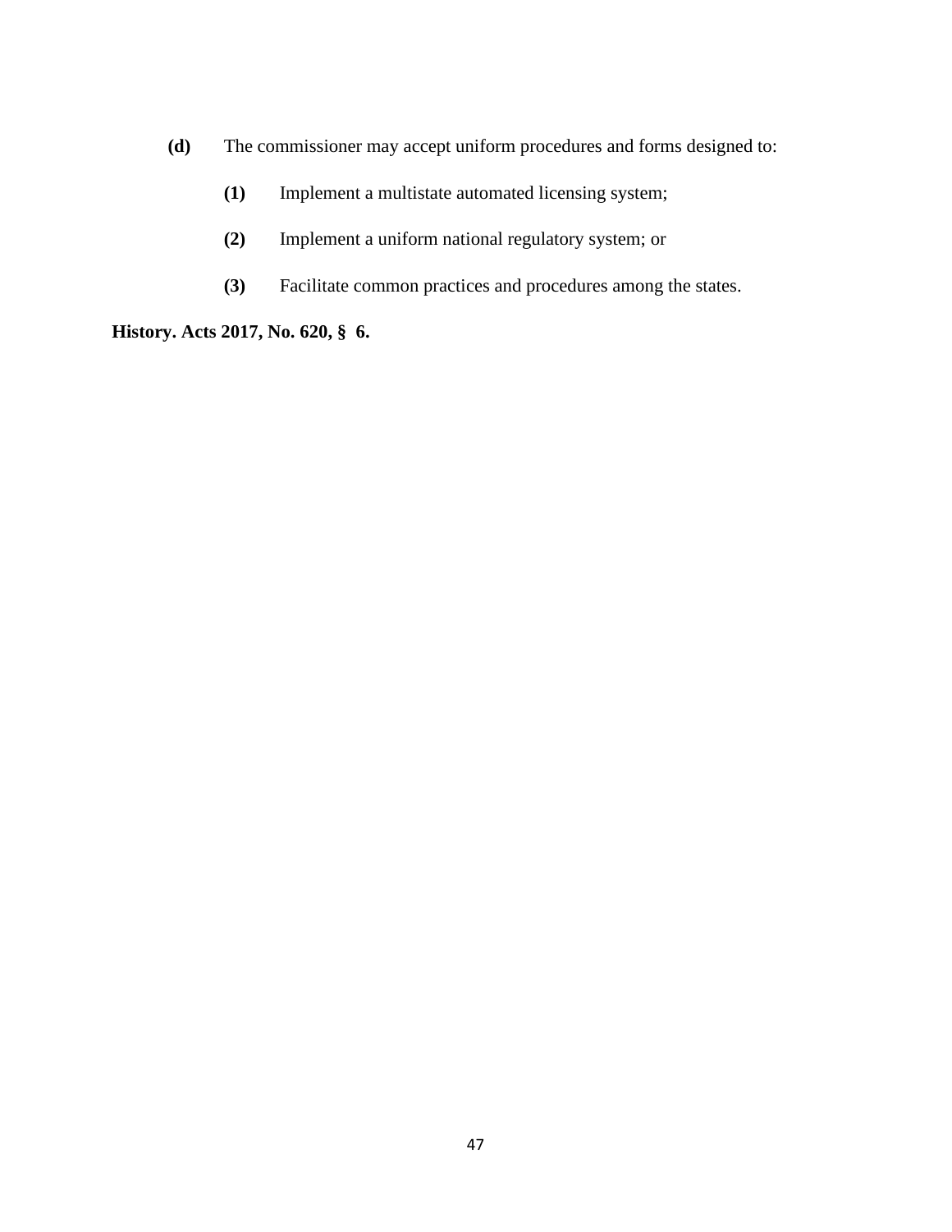**(d)** The commissioner may accept uniform procedures and forms designed to:

**(1)** Implement a multistate automated licensing system;

**(2)** Implement a uniform national regulatory system; or

**(3)** Facilitate common practices and procedures among the states.

**History. Acts 2017, No. 620, § 6.**